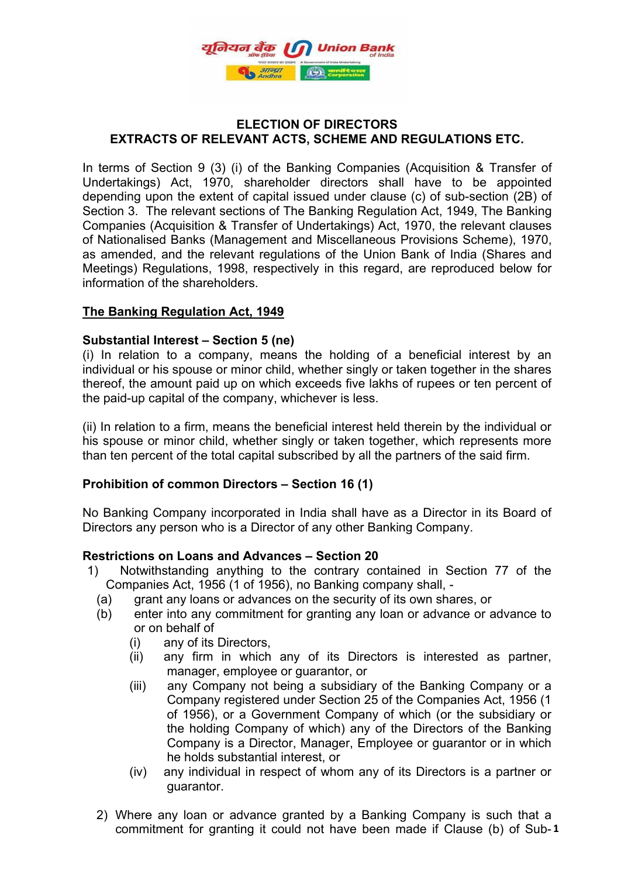# ELECTION OF DIRECTORS
## EXTRACTS OF RELEVANT ACTS, SCHEME AND REGULATIONS ETC.

In terms of Section 9 (3) (i) of the Banking Companies (Acquisition & Transfer of Undertakings) Act, 1970, shareholder directors shall have to be appointed depending upon the extent of capital issued under clause (c) of sub-section (2B) of Section 3. The relevant sections of The Banking Regulation Act, 1949, The Banking Companies (Acquisition & Transfer of Undertakings) Act, 1970, the relevant clauses of Nationalised Banks (Management and Miscellaneous Provisions Scheme), 1970, as amended, and the relevant regulations of the Union Bank of India (Shares and Meetings) Regulations, 1998, respectively in this regard, are reproduced below for information of the shareholders.

**<u>The Banking Regulation Act, 1949</u>**

**Substantial Interest – Section 5 (ne)**

(i) In relation to a company, means the holding of a beneficial interest by an individual or his spouse or minor child, whether singly or taken together in the shares thereof, the amount paid up on which exceeds five lakhs of rupees or ten percent of the paid-up capital of the company, whichever is less.

(ii) In relation to a firm, means the beneficial interest held therein by the individual or his spouse or minor child, whether singly or taken together, which represents more than ten percent of the total capital subscribed by all the partners of the said firm.

**Prohibition of common Directors – Section 16 (1)**

No Banking Company incorporated in India shall have as a Director in its Board of Directors any person who is a Director of any other Banking Company.

**Restrictions on Loans and Advances – Section 20**

1) Notwithstanding anything to the contrary contained in Section 77 of the Companies Act, 1956 (1 of 1956), no Banking company shall, -
   - (a) grant any loans or advances on the security of its own shares, or
   - (b) enter into any commitment for granting any loan or advance or advance to or on behalf of
     - (i) any of its Directors,
     - (ii) any firm in which any of its Directors is interested as partner, manager, employee or guarantor, or
     - (iii) any Company not being a subsidiary of the Banking Company or a Company registered under Section 25 of the Companies Act, 1956 (1 of 1956), or a Government Company of which (or the subsidiary or the holding Company of which) any of the Directors of the Banking Company is a Director, Manager, Employee or guarantor or in which he holds substantial interest, or
     - (iv) any individual in respect of whom any of its Directors is a partner or guarantor.

2) Where any loan or advance granted by a Banking Company is such that a commitment for granting it could not have been made if Clause (b) of Sub-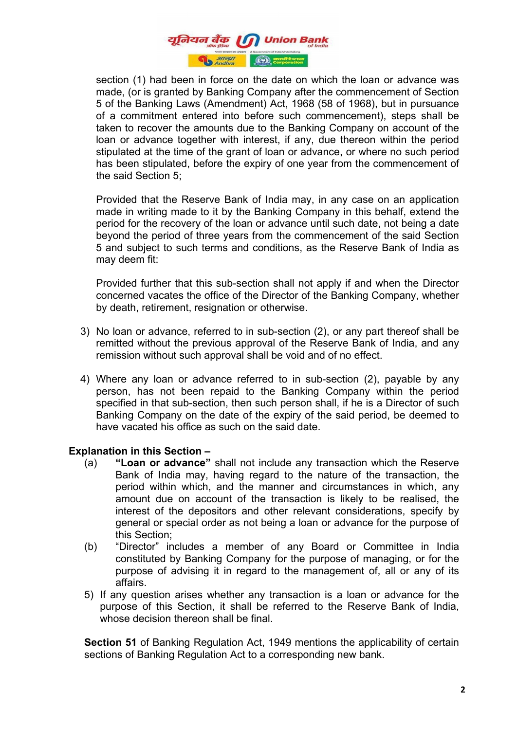section (1) had been in force on the date on which the loan or advance was made, (or is granted by Banking Company after the commencement of Section 5 of the Banking Laws (Amendment) Act, 1968 (58 of 1968), but in pursuance of a commitment entered into before such commencement), steps shall be taken to recover the amounts due to the Banking Company on account of the loan or advance together with interest, if any, due thereon within the period stipulated at the time of the grant of loan or advance, or where no such period has been stipulated, before the expiry of one year from the commencement of the said Section 5;

Provided that the Reserve Bank of India may, in any case on an application made in writing made to it by the Banking Company in this behalf, extend the period for the recovery of the loan or advance until such date, not being a date beyond the period of three years from the commencement of the said Section 5 and subject to such terms and conditions, as the Reserve Bank of India as may deem fit:

Provided further that this sub-section shall not apply if and when the Director concerned vacates the office of the Director of the Banking Company, whether by death, retirement, resignation or otherwise.

3) No loan or advance, referred to in sub-section (2), or any part thereof shall be remitted without the previous approval of the Reserve Bank of India, and any remission without such approval shall be void and of no effect.

4) Where any loan or advance referred to in sub-section (2), payable by any person, has not been repaid to the Banking Company within the period specified in that sub-section, then such person shall, if he is a Director of such Banking Company on the date of the expiry of the said period, be deemed to have vacated his office as such on the said date.

**Explanation in this Section –**

(a) **"Loan or advance"** shall not include any transaction which the Reserve Bank of India may, having regard to the nature of the transaction, the period within which, and the manner and circumstances in which, any amount due on account of the transaction is likely to be realised, the interest of the depositors and other relevant considerations, specify by general or special order as not being a loan or advance for the purpose of this Section;

(b) "Director" includes a member of any Board or Committee in India constituted by Banking Company for the purpose of managing, or for the purpose of advising it in regard to the management of, all or any of its affairs.

5) If any question arises whether any transaction is a loan or advance for the purpose of this Section, it shall be referred to the Reserve Bank of India, whose decision thereon shall be final.

**Section 51** of Banking Regulation Act, 1949 mentions the applicability of certain sections of Banking Regulation Act to a corresponding new bank.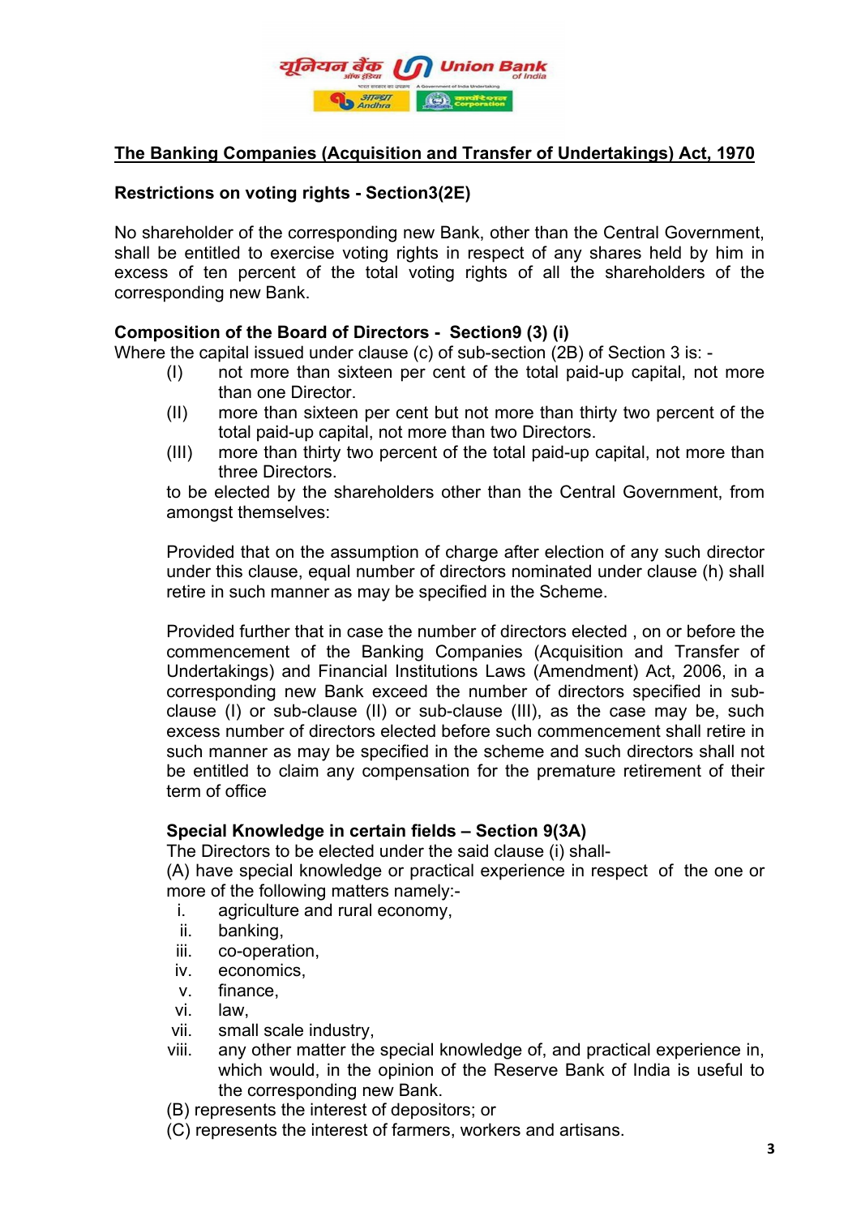## The Banking Companies (Acquisition and Transfer of Undertakings) Act, 1970

**Restrictions on voting rights - Section3(2E)**

No shareholder of the corresponding new Bank, other than the Central Government, shall be entitled to exercise voting rights in respect of any shares held by him in excess of ten percent of the total voting rights of all the shareholders of the corresponding new Bank.

**Composition of the Board of Directors - Section9 (3) (i)**

Where the capital issued under clause (c) of sub-section (2B) of Section 3 is: -

(I) not more than sixteen per cent of the total paid-up capital, not more than one Director.

(II) more than sixteen per cent but not more than thirty two percent of the total paid-up capital, not more than two Directors.

(III) more than thirty two percent of the total paid-up capital, not more than three Directors.

to be elected by the shareholders other than the Central Government, from amongst themselves:

Provided that on the assumption of charge after election of any such director under this clause, equal number of directors nominated under clause (h) shall retire in such manner as may be specified in the Scheme.

Provided further that in case the number of directors elected , on or before the commencement of the Banking Companies (Acquisition and Transfer of Undertakings) and Financial Institutions Laws (Amendment) Act, 2006, in a corresponding new Bank exceed the number of directors specified in sub-clause (I) or sub-clause (II) or sub-clause (III), as the case may be, such excess number of directors elected before such commencement shall retire in such manner as may be specified in the scheme and such directors shall not be entitled to claim any compensation for the premature retirement of their term of office

**Special Knowledge in certain fields – Section 9(3A)**

The Directors to be elected under the said clause (i) shall-

(A) have special knowledge or practical experience in respect of the one or more of the following matters namely:-

i. agriculture and rural economy,
ii. banking,
iii. co-operation,
iv. economics,
v. finance,
vi. law,
vii. small scale industry,
viii. any other matter the special knowledge of, and practical experience in, which would, in the opinion of the Reserve Bank of India is useful to the corresponding new Bank.

(B) represents the interest of depositors; or

(C) represents the interest of farmers, workers and artisans.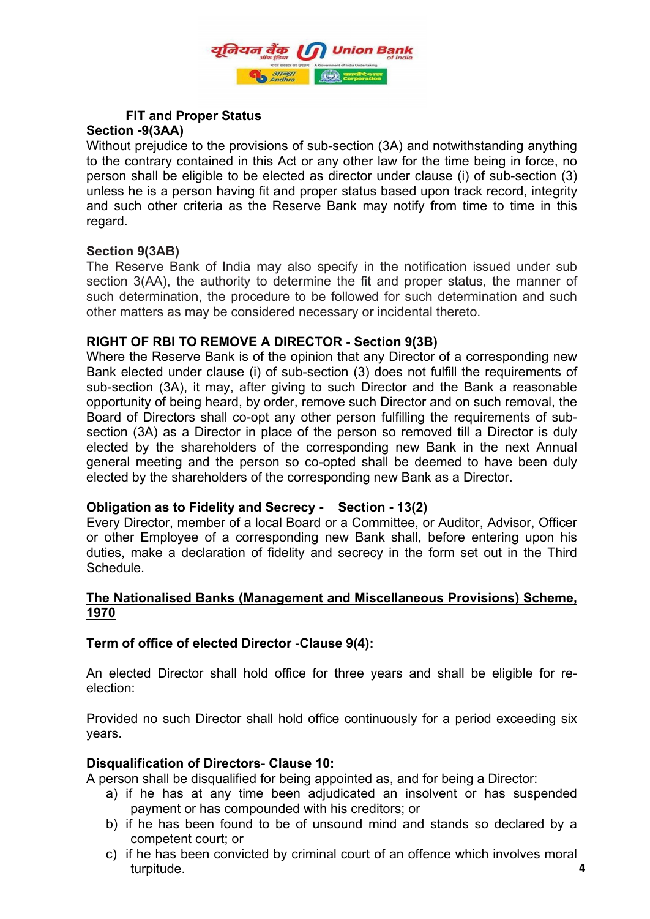**FIT and Proper Status**

**Section -9(3AA)**

Without prejudice to the provisions of sub-section (3A) and notwithstanding anything to the contrary contained in this Act or any other law for the time being in force, no person shall be eligible to be elected as director under clause (i) of sub-section (3) unless he is a person having fit and proper status based upon track record, integrity and such other criteria as the Reserve Bank may notify from time to time in this regard.

**Section 9(3AB)**

The Reserve Bank of India may also specify in the notification issued under sub section 3(AA), the authority to determine the fit and proper status, the manner of such determination, the procedure to be followed for such determination and such other matters as may be considered necessary or incidental thereto.

**RIGHT OF RBI TO REMOVE A DIRECTOR - Section 9(3B)**

Where the Reserve Bank is of the opinion that any Director of a corresponding new Bank elected under clause (i) of sub-section (3) does not fulfill the requirements of sub-section (3A), it may, after giving to such Director and the Bank a reasonable opportunity of being heard, by order, remove such Director and on such removal, the Board of Directors shall co-opt any other person fulfilling the requirements of sub-section (3A) as a Director in place of the person so removed till a Director is duly elected by the shareholders of the corresponding new Bank in the next Annual general meeting and the person so co-opted shall be deemed to have been duly elected by the shareholders of the corresponding new Bank as a Director.

**Obligation as to Fidelity and Secrecy - Section - 13(2)**

Every Director, member of a local Board or a Committee, or Auditor, Advisor, Officer or other Employee of a corresponding new Bank shall, before entering upon his duties, make a declaration of fidelity and secrecy in the form set out in the Third Schedule.

**<u>The Nationalised Banks (Management and Miscellaneous Provisions) Scheme, 1970</u>**

**Term of office of elected Director -Clause 9(4):**

An elected Director shall hold office for three years and shall be eligible for re-election:

Provided no such Director shall hold office continuously for a period exceeding six years.

**Disqualification of Directors- Clause 10:**

A person shall be disqualified for being appointed as, and for being a Director:

a) if he has at any time been adjudicated an insolvent or has suspended payment or has compounded with his creditors; or
b) if he has been found to be of unsound mind and stands so declared by a competent court; or
c) if he has been convicted by criminal court of an offence which involves moral turpitude.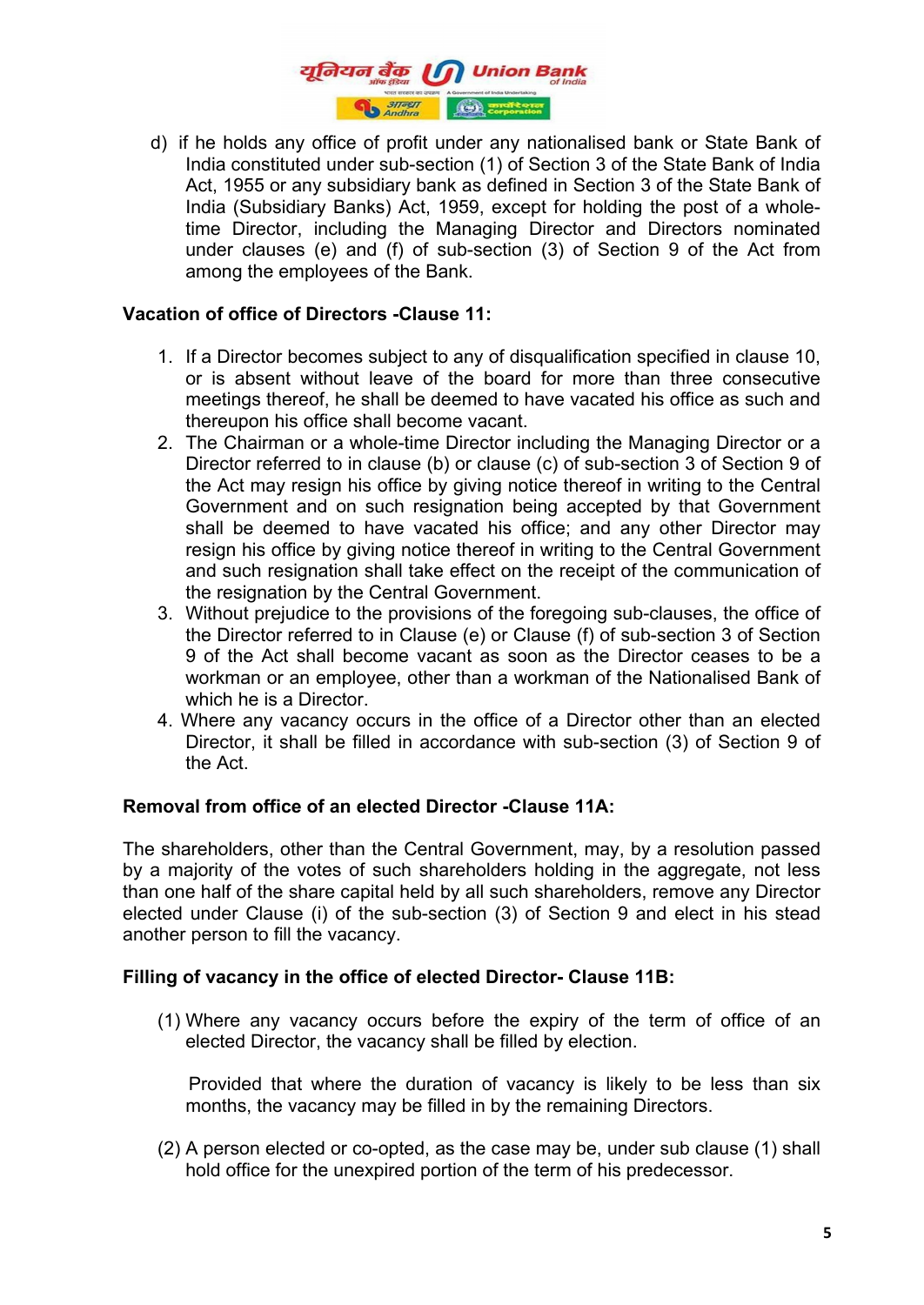d) if he holds any office of profit under any nationalised bank or State Bank of India constituted under sub-section (1) of Section 3 of the State Bank of India Act, 1955 or any subsidiary bank as defined in Section 3 of the State Bank of India (Subsidiary Banks) Act, 1959, except for holding the post of a whole-time Director, including the Managing Director and Directors nominated under clauses (e) and (f) of sub-section (3) of Section 9 of the Act from among the employees of the Bank.

**Vacation of office of Directors -Clause 11:**

1. If a Director becomes subject to any of disqualification specified in clause 10, or is absent without leave of the board for more than three consecutive meetings thereof, he shall be deemed to have vacated his office as such and thereupon his office shall become vacant.
2. The Chairman or a whole-time Director including the Managing Director or a Director referred to in clause (b) or clause (c) of sub-section 3 of Section 9 of the Act may resign his office by giving notice thereof in writing to the Central Government and on such resignation being accepted by that Government shall be deemed to have vacated his office; and any other Director may resign his office by giving notice thereof in writing to the Central Government and such resignation shall take effect on the receipt of the communication of the resignation by the Central Government.
3. Without prejudice to the provisions of the foregoing sub-clauses, the office of the Director referred to in Clause (e) or Clause (f) of sub-section 3 of Section 9 of the Act shall become vacant as soon as the Director ceases to be a workman or an employee, other than a workman of the Nationalised Bank of which he is a Director.
4. Where any vacancy occurs in the office of a Director other than an elected Director, it shall be filled in accordance with sub-section (3) of Section 9 of the Act.

**Removal from office of an elected Director -Clause 11A:**

The shareholders, other than the Central Government, may, by a resolution passed by a majority of the votes of such shareholders holding in the aggregate, not less than one half of the share capital held by all such shareholders, remove any Director elected under Clause (i) of the sub-section (3) of Section 9 and elect in his stead another person to fill the vacancy.

**Filling of vacancy in the office of elected Director- Clause 11B:**

(1) Where any vacancy occurs before the expiry of the term of office of an elected Director, the vacancy shall be filled by election.

Provided that where the duration of vacancy is likely to be less than six months, the vacancy may be filled in by the remaining Directors.

(2) A person elected or co-opted, as the case may be, under sub clause (1) shall hold office for the unexpired portion of the term of his predecessor.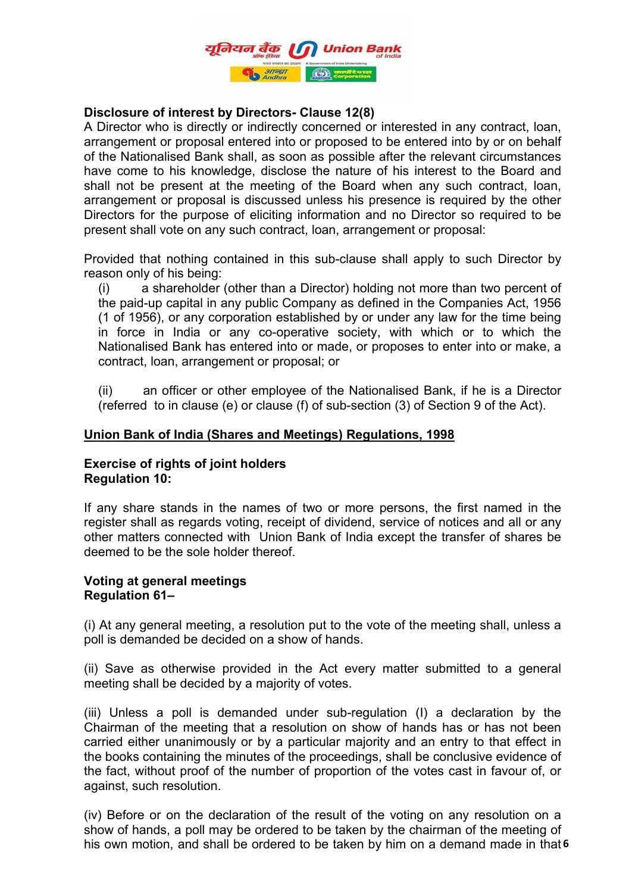**Disclosure of interest by Directors- Clause 12(8)**
A Director who is directly or indirectly concerned or interested in any contract, loan, arrangement or proposal entered into or proposed to be entered into by or on behalf of the Nationalised Bank shall, as soon as possible after the relevant circumstances have come to his knowledge, disclose the nature of his interest to the Board and shall not be present at the meeting of the Board when any such contract, loan, arrangement or proposal is discussed unless his presence is required by the other Directors for the purpose of eliciting information and no Director so required to be present shall vote on any such contract, loan, arrangement or proposal:

Provided that nothing contained in this sub-clause shall apply to such Director by reason only of his being:

(i) a shareholder (other than a Director) holding not more than two percent of the paid-up capital in any public Company as defined in the Companies Act, 1956 (1 of 1956), or any corporation established by or under any law for the time being in force in India or any co-operative society, with which or to which the Nationalised Bank has entered into or made, or proposes to enter into or make, a contract, loan, arrangement or proposal; or

(ii) an officer or other employee of the Nationalised Bank, if he is a Director (referred to in clause (e) or clause (f) of sub-section (3) of Section 9 of the Act).

**Union Bank of India (Shares and Meetings) Regulations, 1998**

**Exercise of rights of joint holders**
**Regulation 10:**

If any share stands in the names of two or more persons, the first named in the register shall as regards voting, receipt of dividend, service of notices and all or any other matters connected with Union Bank of India except the transfer of shares be deemed to be the sole holder thereof.

**Voting at general meetings**
**Regulation 61–**

(i) At any general meeting, a resolution put to the vote of the meeting shall, unless a poll is demanded be decided on a show of hands.

(ii) Save as otherwise provided in the Act every matter submitted to a general meeting shall be decided by a majority of votes.

(iii) Unless a poll is demanded under sub-regulation (I) a declaration by the Chairman of the meeting that a resolution on show of hands has or has not been carried either unanimously or by a particular majority and an entry to that effect in the books containing the minutes of the proceedings, shall be conclusive evidence of the fact, without proof of the number of proportion of the votes cast in favour of, or against, such resolution.

(iv) Before or on the declaration of the result of the voting on any resolution on a show of hands, a poll may be ordered to be taken by the chairman of the meeting of his own motion, and shall be ordered to be taken by him on a demand made in that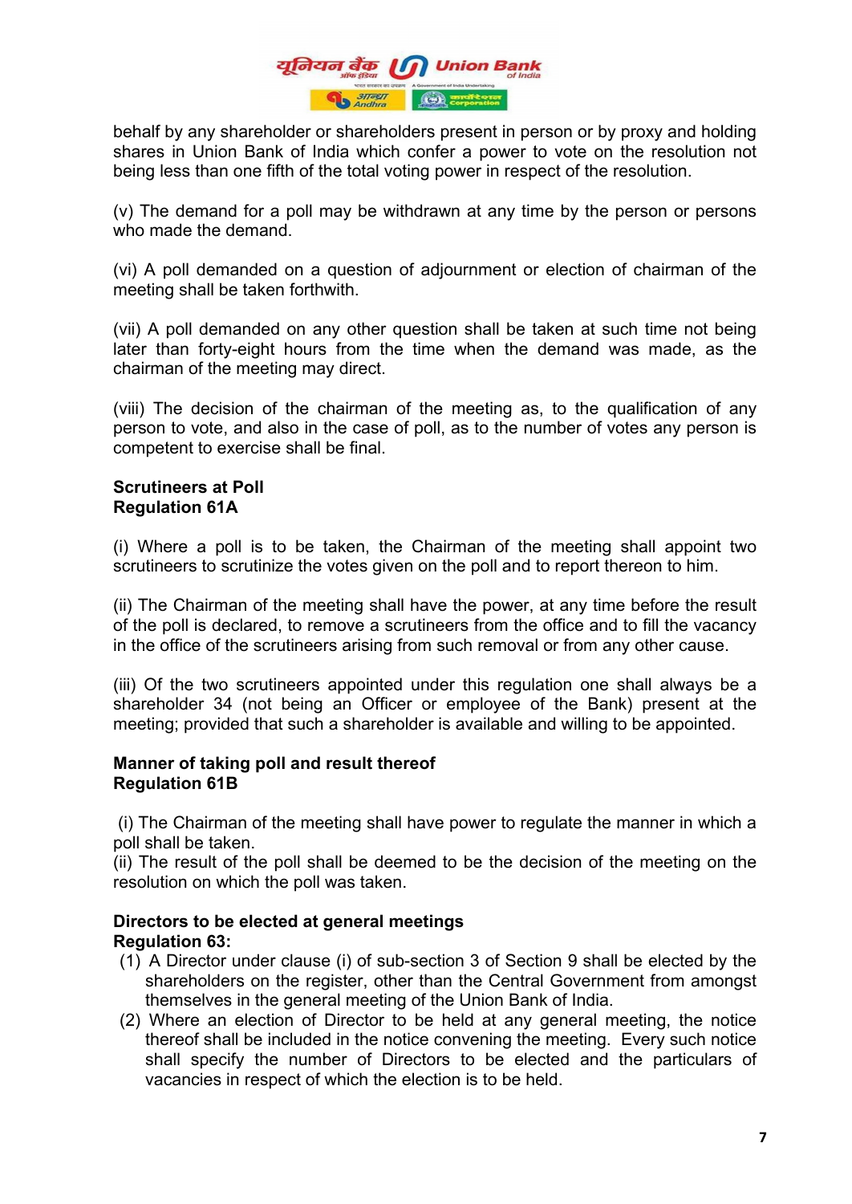behalf by any shareholder or shareholders present in person or by proxy and holding shares in Union Bank of India which confer a power to vote on the resolution not being less than one fifth of the total voting power in respect of the resolution.

(v) The demand for a poll may be withdrawn at any time by the person or persons who made the demand.

(vi) A poll demanded on a question of adjournment or election of chairman of the meeting shall be taken forthwith.

(vii) A poll demanded on any other question shall be taken at such time not being later than forty-eight hours from the time when the demand was made, as the chairman of the meeting may direct.

(viii) The decision of the chairman of the meeting as, to the qualification of any person to vote, and also in the case of poll, as to the number of votes any person is competent to exercise shall be final.

**Scrutineers at Poll**
**Regulation 61A**

(i) Where a poll is to be taken, the Chairman of the meeting shall appoint two scrutineers to scrutinize the votes given on the poll and to report thereon to him.

(ii) The Chairman of the meeting shall have the power, at any time before the result of the poll is declared, to remove a scrutineers from the office and to fill the vacancy in the office of the scrutineers arising from such removal or from any other cause.

(iii) Of the two scrutineers appointed under this regulation one shall always be a shareholder 34 (not being an Officer or employee of the Bank) present at the meeting; provided that such a shareholder is available and willing to be appointed.

**Manner of taking poll and result thereof**
**Regulation 61B**

(i) The Chairman of the meeting shall have power to regulate the manner in which a poll shall be taken.
(ii) The result of the poll shall be deemed to be the decision of the meeting on the resolution on which the poll was taken.

**Directors to be elected at general meetings**
**Regulation 63:**

(1) A Director under clause (i) of sub-section 3 of Section 9 shall be elected by the shareholders on the register, other than the Central Government from amongst themselves in the general meeting of the Union Bank of India.
(2) Where an election of Director to be held at any general meeting, the notice thereof shall be included in the notice convening the meeting. Every such notice shall specify the number of Directors to be elected and the particulars of vacancies in respect of which the election is to be held.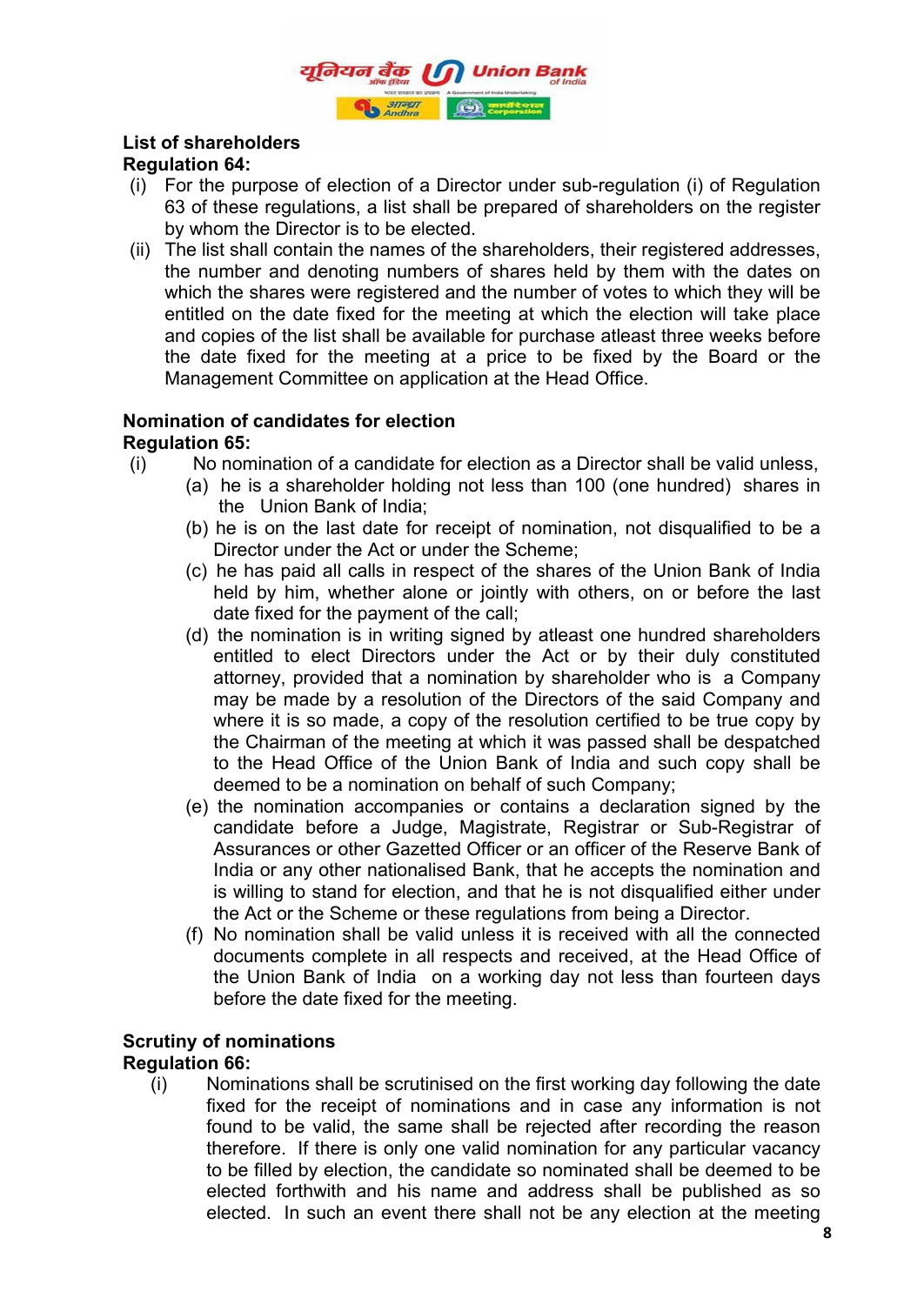**List of shareholders**

**Regulation 64:**

(i) For the purpose of election of a Director under sub-regulation (i) of Regulation 63 of these regulations, a list shall be prepared of shareholders on the register by whom the Director is to be elected.

(ii) The list shall contain the names of the shareholders, their registered addresses, the number and denoting numbers of shares held by them with the dates on which the shares were registered and the number of votes to which they will be entitled on the date fixed for the meeting at which the election will take place and copies of the list shall be available for purchase atleast three weeks before the date fixed for the meeting at a price to be fixed by the Board or the Management Committee on application at the Head Office.

**Nomination of candidates for election**

**Regulation 65:**

(i) No nomination of a candidate for election as a Director shall be valid unless,

(a) he is a shareholder holding not less than 100 (one hundred) shares in the Union Bank of India;

(b) he is on the last date for receipt of nomination, not disqualified to be a Director under the Act or under the Scheme;

(c) he has paid all calls in respect of the shares of the Union Bank of India held by him, whether alone or jointly with others, on or before the last date fixed for the payment of the call;

(d) the nomination is in writing signed by atleast one hundred shareholders entitled to elect Directors under the Act or by their duly constituted attorney, provided that a nomination by shareholder who is a Company may be made by a resolution of the Directors of the said Company and where it is so made, a copy of the resolution certified to be true copy by the Chairman of the meeting at which it was passed shall be despatched to the Head Office of the Union Bank of India and such copy shall be deemed to be a nomination on behalf of such Company;

(e) the nomination accompanies or contains a declaration signed by the candidate before a Judge, Magistrate, Registrar or Sub-Registrar of Assurances or other Gazetted Officer or an officer of the Reserve Bank of India or any other nationalised Bank, that he accepts the nomination and is willing to stand for election, and that he is not disqualified either under the Act or the Scheme or these regulations from being a Director.

(f) No nomination shall be valid unless it is received with all the connected documents complete in all respects and received, at the Head Office of the Union Bank of India on a working day not less than fourteen days before the date fixed for the meeting.

**Scrutiny of nominations**

**Regulation 66:**

(i) Nominations shall be scrutinised on the first working day following the date fixed for the receipt of nominations and in case any information is not found to be valid, the same shall be rejected after recording the reason therefore. If there is only one valid nomination for any particular vacancy to be filled by election, the candidate so nominated shall be deemed to be elected forthwith and his name and address shall be published as so elected. In such an event there shall not be any election at the meeting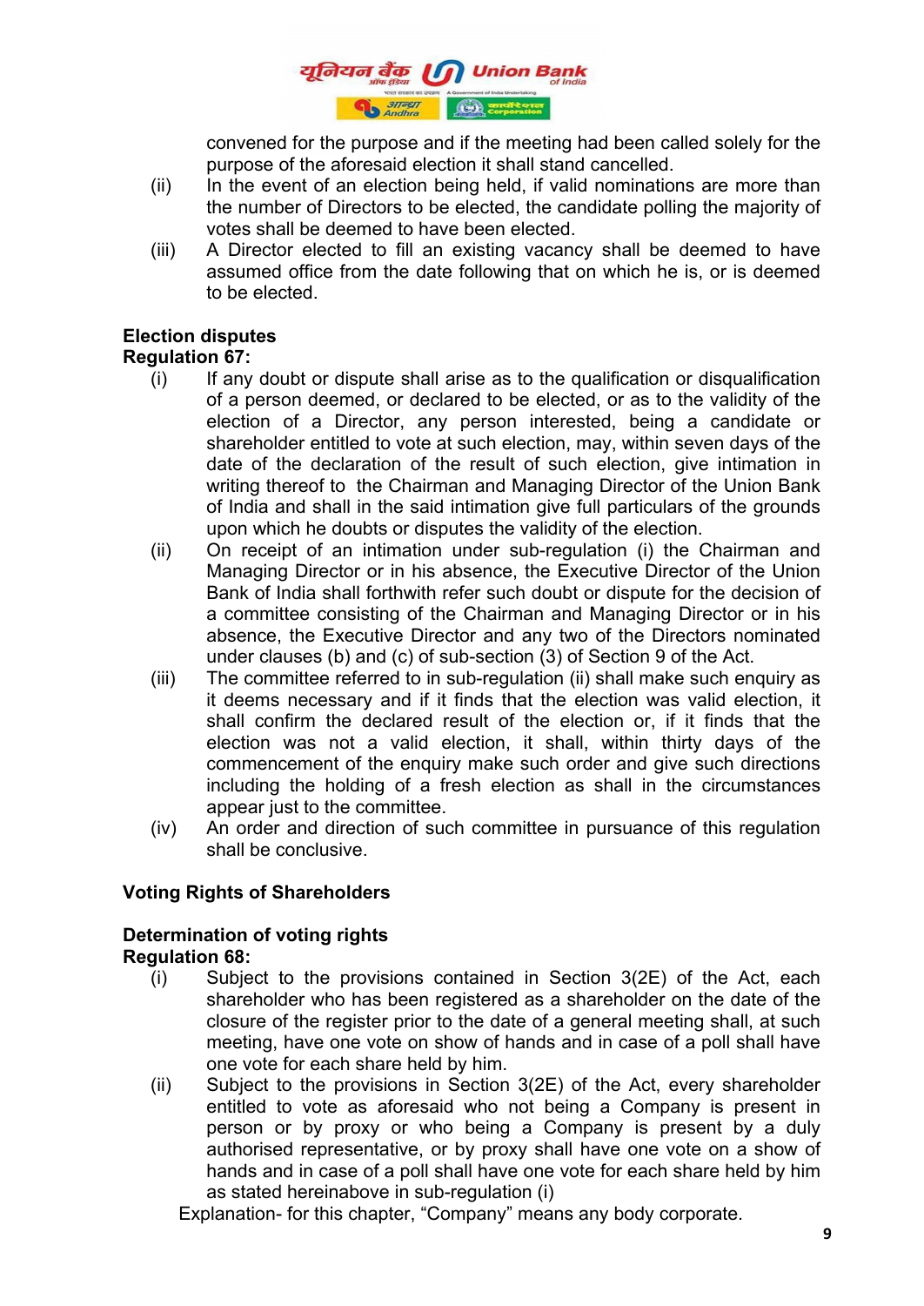convened for the purpose and if the meeting had been called solely for the purpose of the aforesaid election it shall stand cancelled.

(ii) In the event of an election being held, if valid nominations are more than the number of Directors to be elected, the candidate polling the majority of votes shall be deemed to have been elected.

(iii) A Director elected to fill an existing vacancy shall be deemed to have assumed office from the date following that on which he is, or is deemed to be elected.

**Election disputes**
**Regulation 67:**

(i) If any doubt or dispute shall arise as to the qualification or disqualification of a person deemed, or declared to be elected, or as to the validity of the election of a Director, any person interested, being a candidate or shareholder entitled to vote at such election, may, within seven days of the date of the declaration of the result of such election, give intimation in writing thereof to the Chairman and Managing Director of the Union Bank of India and shall in the said intimation give full particulars of the grounds upon which he doubts or disputes the validity of the election.

(ii) On receipt of an intimation under sub-regulation (i) the Chairman and Managing Director or in his absence, the Executive Director of the Union Bank of India shall forthwith refer such doubt or dispute for the decision of a committee consisting of the Chairman and Managing Director or in his absence, the Executive Director and any two of the Directors nominated under clauses (b) and (c) of sub-section (3) of Section 9 of the Act.

(iii) The committee referred to in sub-regulation (ii) shall make such enquiry as it deems necessary and if it finds that the election was valid election, it shall confirm the declared result of the election or, if it finds that the election was not a valid election, it shall, within thirty days of the commencement of the enquiry make such order and give such directions including the holding of a fresh election as shall in the circumstances appear just to the committee.

(iv) An order and direction of such committee in pursuance of this regulation shall be conclusive.

**Voting Rights of Shareholders**

**Determination of voting rights**
**Regulation 68:**

(i) Subject to the provisions contained in Section 3(2E) of the Act, each shareholder who has been registered as a shareholder on the date of the closure of the register prior to the date of a general meeting shall, at such meeting, have one vote on show of hands and in case of a poll shall have one vote for each share held by him.

(ii) Subject to the provisions in Section 3(2E) of the Act, every shareholder entitled to vote as aforesaid who not being a Company is present in person or by proxy or who being a Company is present by a duly authorised representative, or by proxy shall have one vote on a show of hands and in case of a poll shall have one vote for each share held by him as stated hereinabove in sub-regulation (i)

Explanation- for this chapter, "Company" means any body corporate.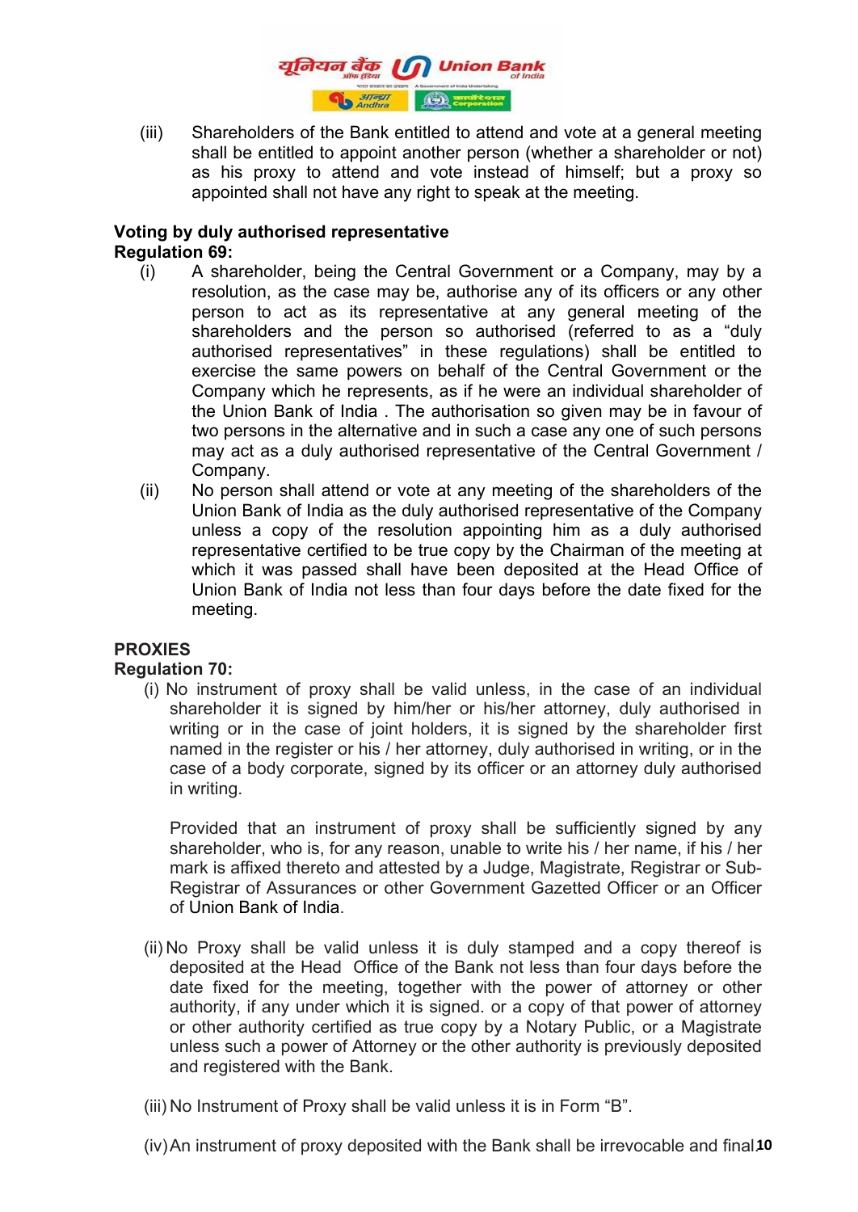(iii) Shareholders of the Bank entitled to attend and vote at a general meeting shall be entitled to appoint another person (whether a shareholder or not) as his proxy to attend and vote instead of himself; but a proxy so appointed shall not have any right to speak at the meeting.

**Voting by duly authorised representative**
**Regulation 69:**

(i) A shareholder, being the Central Government or a Company, may by a resolution, as the case may be, authorise any of its officers or any other person to act as its representative at any general meeting of the shareholders and the person so authorised (referred to as a "duly authorised representatives" in these regulations) shall be entitled to exercise the same powers on behalf of the Central Government or the Company which he represents, as if he were an individual shareholder of the Union Bank of India . The authorisation so given may be in favour of two persons in the alternative and in such a case any one of such persons may act as a duly authorised representative of the Central Government / Company.

(ii) No person shall attend or vote at any meeting of the shareholders of the Union Bank of India as the duly authorised representative of the Company unless a copy of the resolution appointing him as a duly authorised representative certified to be true copy by the Chairman of the meeting at which it was passed shall have been deposited at the Head Office of Union Bank of India not less than four days before the date fixed for the meeting.

**PROXIES**
**Regulation 70:**

(i) No instrument of proxy shall be valid unless, in the case of an individual shareholder it is signed by him/her or his/her attorney, duly authorised in writing or in the case of joint holders, it is signed by the shareholder first named in the register or his / her attorney, duly authorised in writing, or in the case of a body corporate, signed by its officer or an attorney duly authorised in writing.

Provided that an instrument of proxy shall be sufficiently signed by any shareholder, who is, for any reason, unable to write his / her name, if his / her mark is affixed thereto and attested by a Judge, Magistrate, Registrar or Sub-Registrar of Assurances or other Government Gazetted Officer or an Officer of Union Bank of India.

(ii) No Proxy shall be valid unless it is duly stamped and a copy thereof is deposited at the Head Office of the Bank not less than four days before the date fixed for the meeting, together with the power of attorney or other authority, if any under which it is signed. or a copy of that power of attorney or other authority certified as true copy by a Notary Public, or a Magistrate unless such a power of Attorney or the other authority is previously deposited and registered with the Bank.

(iii) No Instrument of Proxy shall be valid unless it is in Form "B".

(iv) An instrument of proxy deposited with the Bank shall be irrevocable and final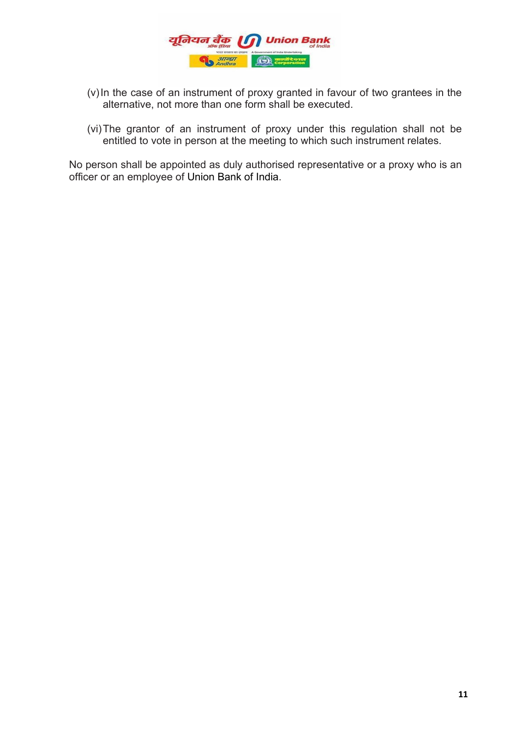(v) In the case of an instrument of proxy granted in favour of two grantees in the alternative, not more than one form shall be executed.

(vi) The grantor of an instrument of proxy under this regulation shall not be entitled to vote in person at the meeting to which such instrument relates.

No person shall be appointed as duly authorised representative or a proxy who is an officer or an employee of Union Bank of India.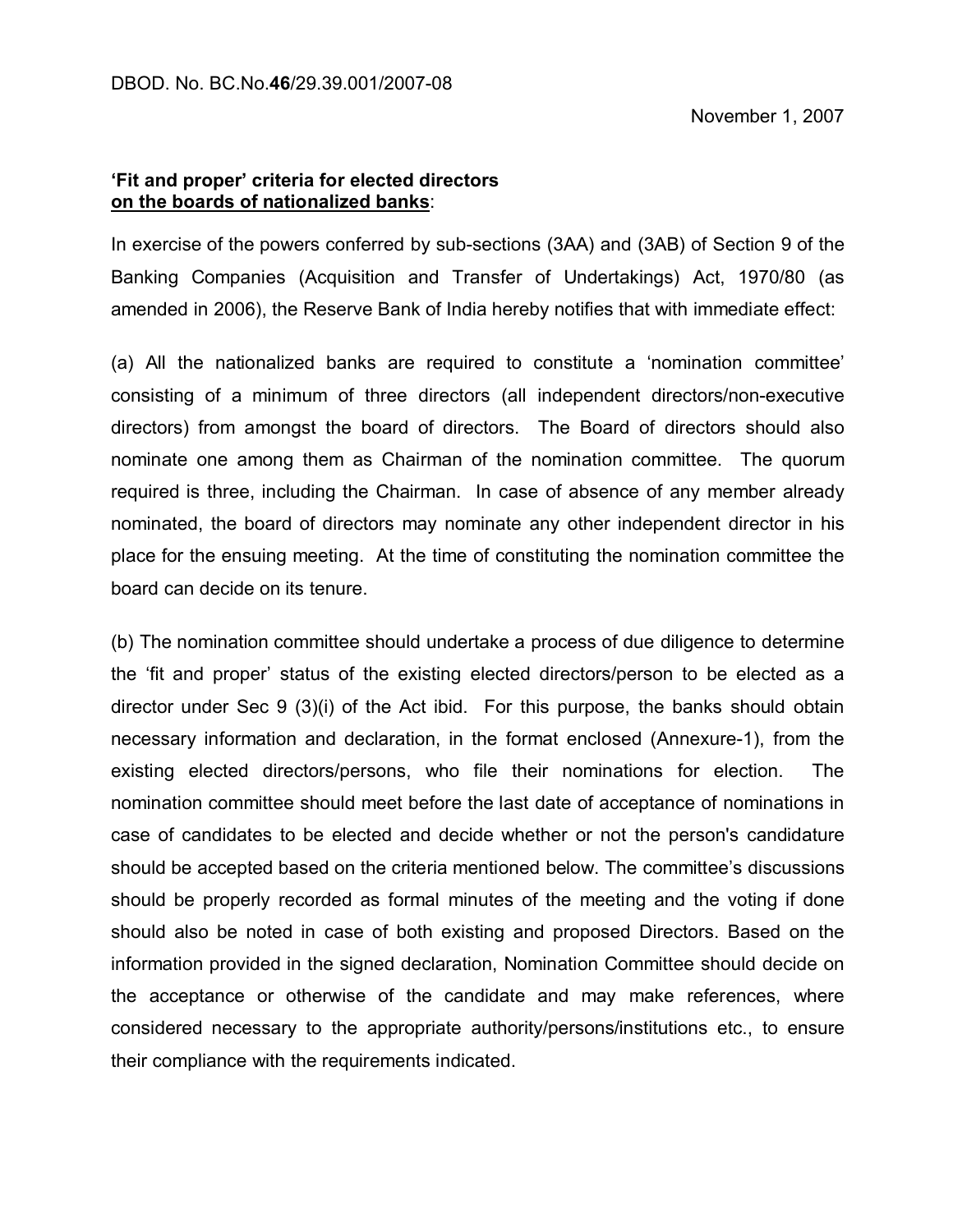DBOD. No. BC.No.**46**/29.39.001/2007-08

November 1, 2007

**'Fit and proper' criteria for elected directors** **<u>on the boards of nationalized banks</u>**:

In exercise of the powers conferred by sub-sections (3AA) and (3AB) of Section 9 of the Banking Companies (Acquisition and Transfer of Undertakings) Act, 1970/80 (as amended in 2006), the Reserve Bank of India hereby notifies that with immediate effect:

(a) All the nationalized banks are required to constitute a 'nomination committee' consisting of a minimum of three directors (all independent directors/non-executive directors) from amongst the board of directors. The Board of directors should also nominate one among them as Chairman of the nomination committee. The quorum required is three, including the Chairman. In case of absence of any member already nominated, the board of directors may nominate any other independent director in his place for the ensuing meeting. At the time of constituting the nomination committee the board can decide on its tenure.

(b) The nomination committee should undertake a process of due diligence to determine the 'fit and proper' status of the existing elected directors/person to be elected as a director under Sec 9 (3)(i) of the Act ibid. For this purpose, the banks should obtain necessary information and declaration, in the format enclosed (Annexure-1), from the existing elected directors/persons, who file their nominations for election. The nomination committee should meet before the last date of acceptance of nominations in case of candidates to be elected and decide whether or not the person's candidature should be accepted based on the criteria mentioned below. The committee's discussions should be properly recorded as formal minutes of the meeting and the voting if done should also be noted in case of both existing and proposed Directors. Based on the information provided in the signed declaration, Nomination Committee should decide on the acceptance or otherwise of the candidate and may make references, where considered necessary to the appropriate authority/persons/institutions etc., to ensure their compliance with the requirements indicated.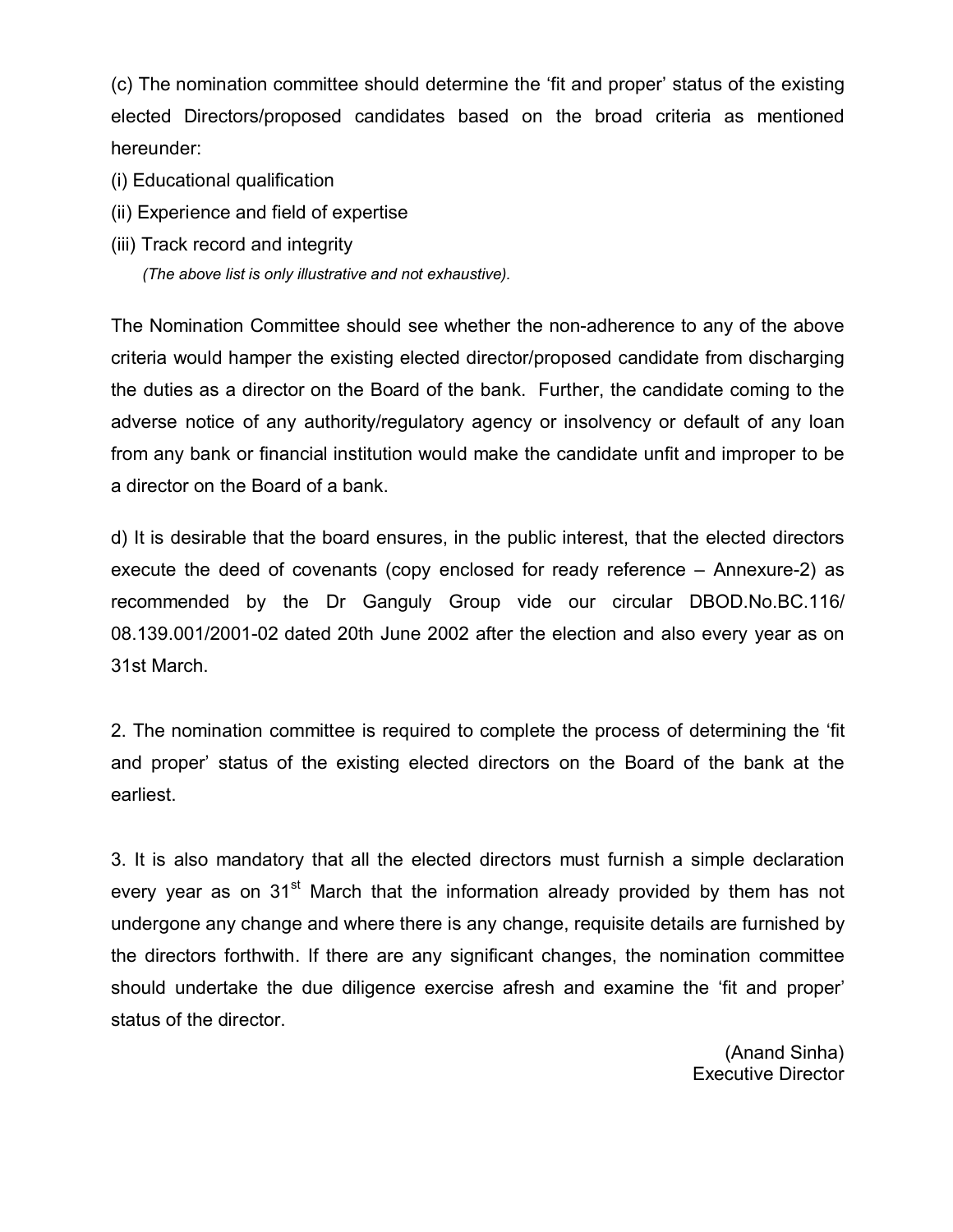(c) The nomination committee should determine the 'fit and proper' status of the existing elected Directors/proposed candidates based on the broad criteria as mentioned hereunder:

(i) Educational qualification

(ii) Experience and field of expertise

(iii) Track record and integrity

*(The above list is only illustrative and not exhaustive).*

The Nomination Committee should see whether the non-adherence to any of the above criteria would hamper the existing elected director/proposed candidate from discharging the duties as a director on the Board of the bank. Further, the candidate coming to the adverse notice of any authority/regulatory agency or insolvency or default of any loan from any bank or financial institution would make the candidate unfit and improper to be a director on the Board of a bank.

d) It is desirable that the board ensures, in the public interest, that the elected directors execute the deed of covenants (copy enclosed for ready reference – Annexure-2) as recommended by the Dr Ganguly Group vide our circular DBOD.No.BC.116/ 08.139.001/2001-02 dated 20th June 2002 after the election and also every year as on 31st March.

2. The nomination committee is required to complete the process of determining the 'fit and proper' status of the existing elected directors on the Board of the bank at the earliest.

3. It is also mandatory that all the elected directors must furnish a simple declaration every year as on 31st March that the information already provided by them has not undergone any change and where there is any change, requisite details are furnished by the directors forthwith. If there are any significant changes, the nomination committee should undertake the due diligence exercise afresh and examine the 'fit and proper' status of the director.

(Anand Sinha)
Executive Director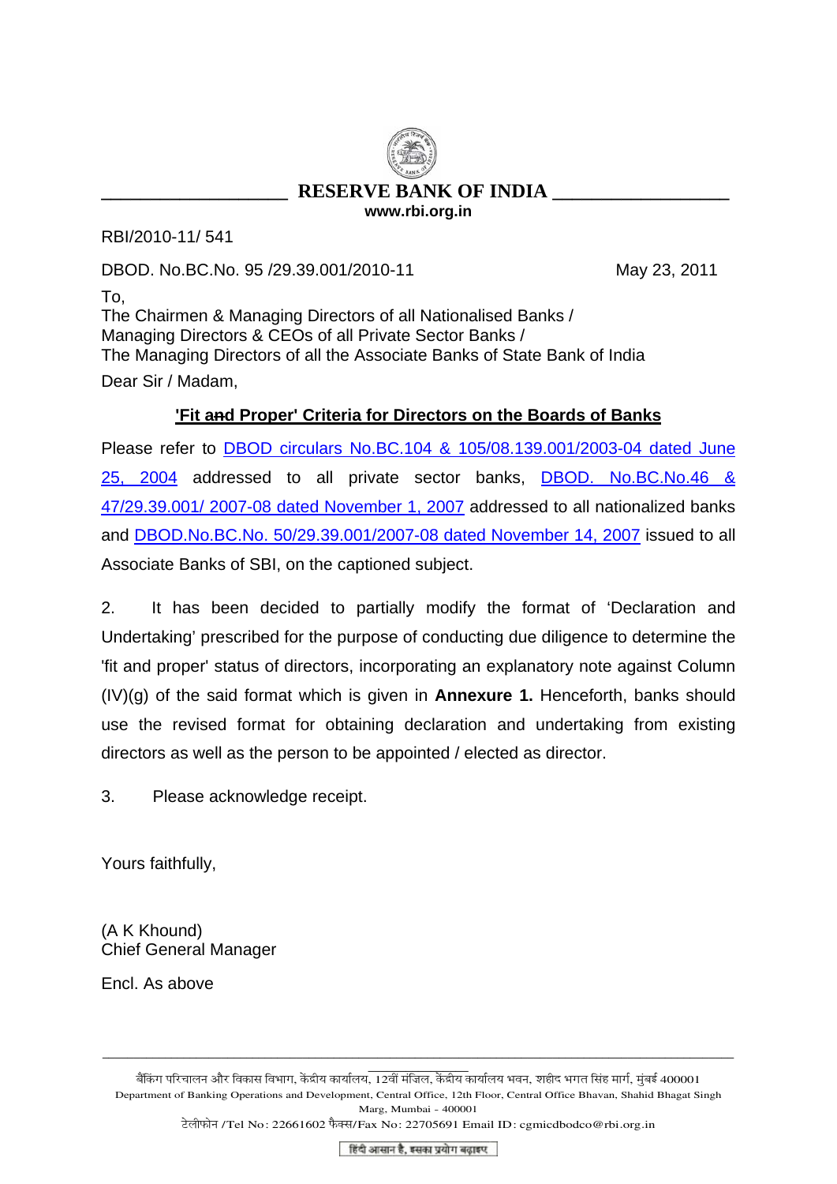**RESERVE BANK OF INDIA**

www.rbi.org.in

RBI/2010-11/ 541

DBOD. No.BC.No. 95 /29.39.001/2010-11 May 23, 2011

To,
The Chairmen & Managing Directors of all Nationalised Banks /
Managing Directors & CEOs of all Private Sector Banks /
The Managing Directors of all the Associate Banks of State Bank of India

Dear Sir / Madam,

**'Fit and Proper' Criteria for Directors on the Boards of Banks**

Please refer to DBOD circulars No.BC.104 & 105/08.139.001/2003-04 dated June 25, 2004 addressed to all private sector banks, DBOD. No.BC.No.46 & 47/29.39.001/ 2007-08 dated November 1, 2007 addressed to all nationalized banks and DBOD.No.BC.No. 50/29.39.001/2007-08 dated November 14, 2007 issued to all Associate Banks of SBI, on the captioned subject.

2. It has been decided to partially modify the format of 'Declaration and Undertaking' prescribed for the purpose of conducting due diligence to determine the 'fit and proper' status of directors, incorporating an explanatory note against Column (IV)(g) of the said format which is given in **Annexure 1.** Henceforth, banks should use the revised format for obtaining declaration and undertaking from existing directors as well as the person to be appointed / elected as director.

3. Please acknowledge receipt.

Yours faithfully,

(A K Khound)
Chief General Manager

Encl. As above

बैंकिंग परिचालन और विकास विभाग, केंद्रीय कार्यालय, 12वीं मंज़िल, केंद्रीय कार्यालय भवन, शहीद भगत सिंह मार्ग, मुंबई 400001
Department of Banking Operations and Development, Central Office, 12th Floor, Central Office Bhavan, Shahid Bhagat Singh Marg, Mumbai - 400001
टेलीफोन /Tel No: 22661602 फैक्स/Fax No: 22705691 Email ID: cgmicdbodco@rbi.org.in

हिंदी आसान है, इसका प्रयोग बढ़ाइए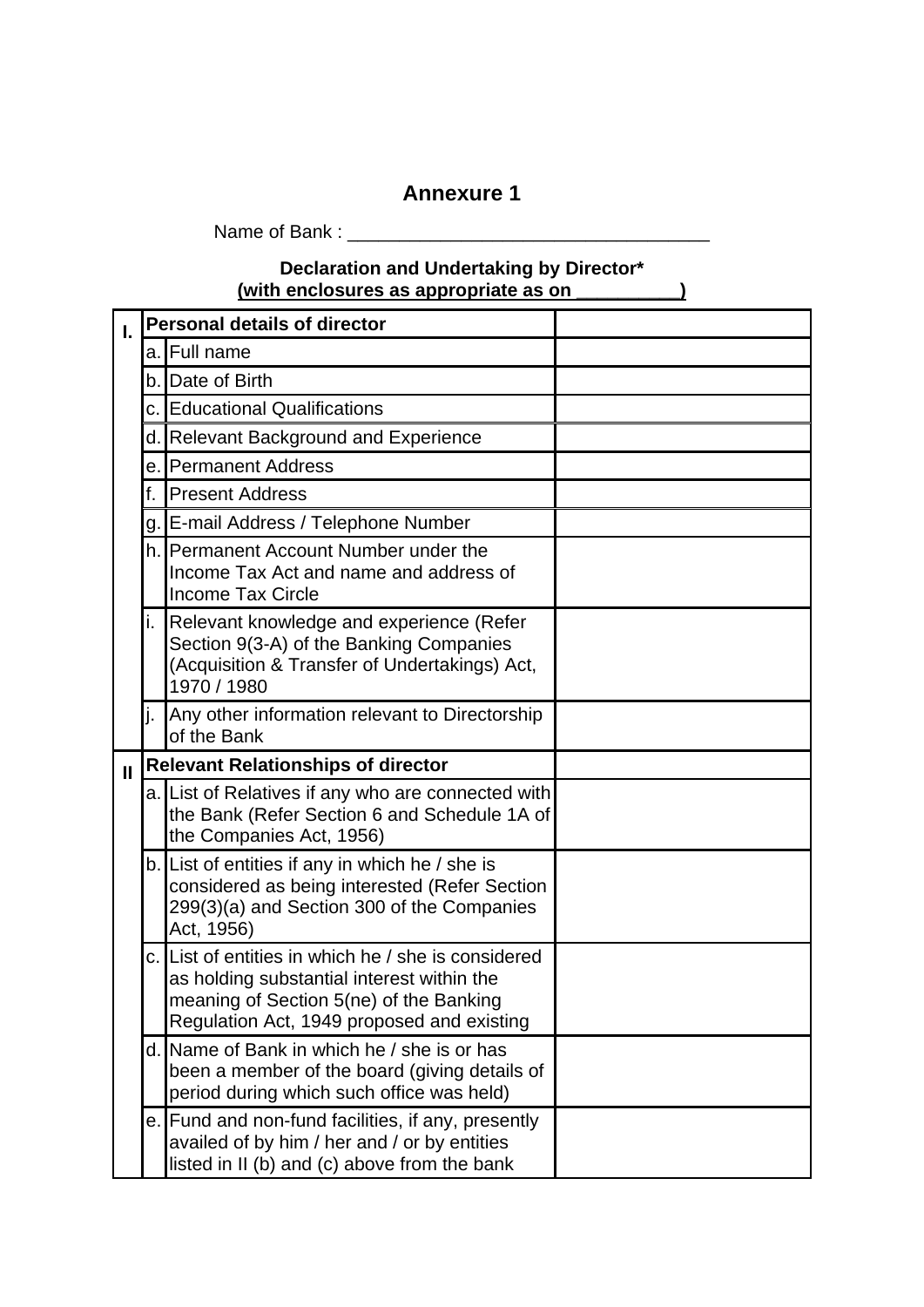# Annexure 1

Name of Bank : ___________________________________

**Declaration and Undertaking by Director***
**(with enclosures as appropriate as on __________)**

| | | | |
|---|---|---|---|
| **I.** | **Personal details of director** | | |
| | a. | Full name | |
| | b. | Date of Birth | |
| | c. | Educational Qualifications | |
| | d. | Relevant Background and Experience | |
| | e. | Permanent Address | |
| | f. | Present Address | |
| | g. | E-mail Address / Telephone Number | |
| | h. | Permanent Account Number under the Income Tax Act and name and address of Income Tax Circle | |
| | i. | Relevant knowledge and experience (Refer Section 9(3-A) of the Banking Companies (Acquisition & Transfer of Undertakings) Act, 1970 / 1980 | |
| | j. | Any other information relevant to Directorship of the Bank | |
| **II** | **Relevant Relationships of director** | | |
| | a. | List of Relatives if any who are connected with the Bank (Refer Section 6 and Schedule 1A of the Companies Act, 1956) | |
| | b. | List of entities if any in which he / she is considered as being interested (Refer Section 299(3)(a) and Section 300 of the Companies Act, 1956) | |
| | c. | List of entities in which he / she is considered as holding substantial interest within the meaning of Section 5(ne) of the Banking Regulation Act, 1949 proposed and existing | |
| | d. | Name of Bank in which he / she is or has been a member of the board (giving details of period during which such office was held) | |
| | e. | Fund and non-fund facilities, if any, presently availed of by him / her and / or by entities listed in II (b) and (c) above from the bank | |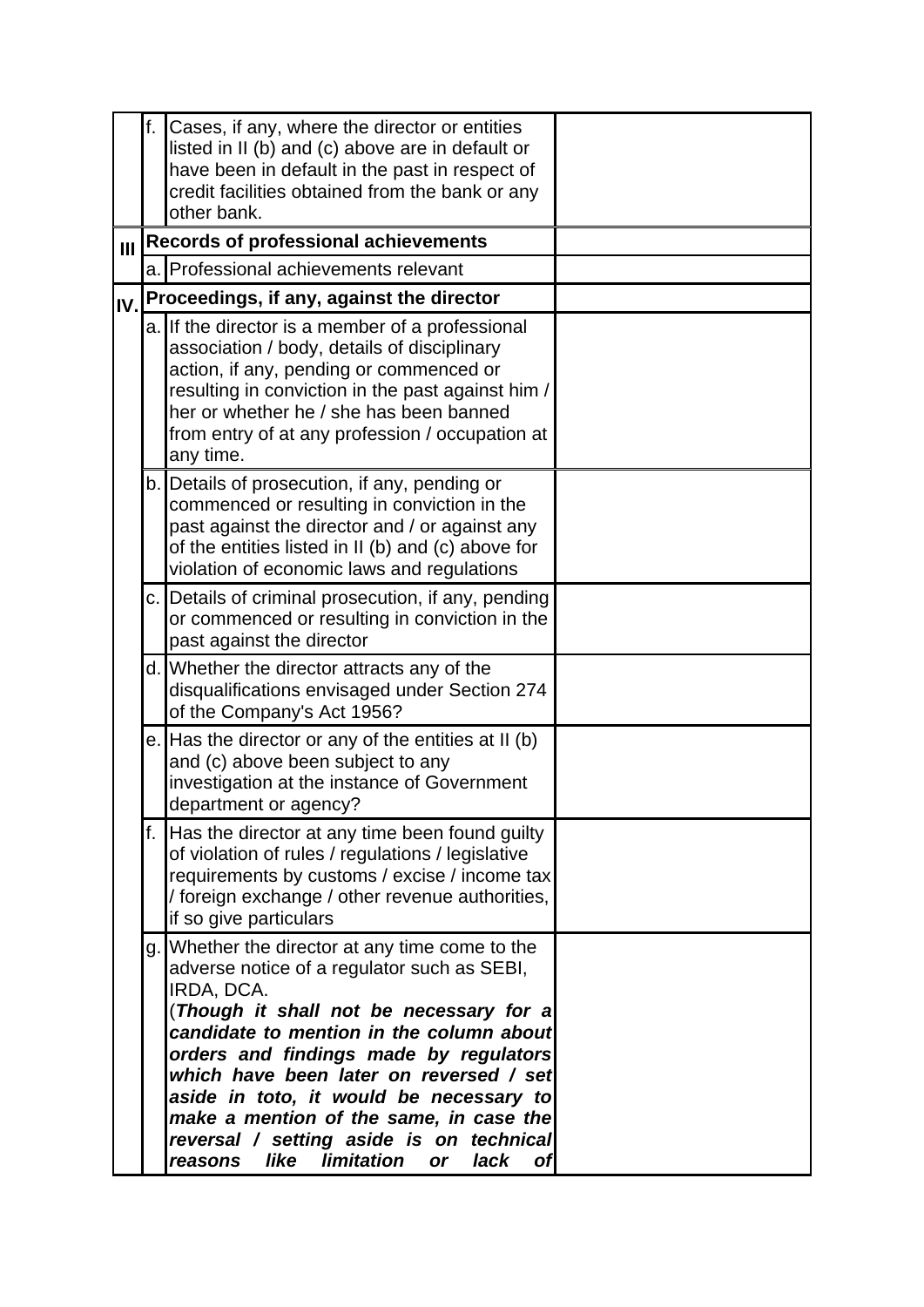| | | | |
|---|---|---|---|
| | f. | Cases, if any, where the director or entities listed in II (b) and (c) above are in default or have been in default in the past in respect of credit facilities obtained from the bank or any other bank. | |
| **III** | **Records of professional achievements** | | |
| | a. | Professional achievements relevant | |
| **IV.** | **Proceedings, if any, against the director** | | |
| | a. | If the director is a member of a professional association / body, details of disciplinary action, if any, pending or commenced or resulting in conviction in the past against him / her or whether he / she has been banned from entry of at any profession / occupation at any time. | |
| | b. | Details of prosecution, if any, pending or commenced or resulting in conviction in the past against the director and / or against any of the entities listed in II (b) and (c) above for violation of economic laws and regulations | |
| | c. | Details of criminal prosecution, if any, pending or commenced or resulting in conviction in the past against the director | |
| | d. | Whether the director attracts any of the disqualifications envisaged under Section 274 of the Company's Act 1956? | |
| | e. | Has the director or any of the entities at II (b) and (c) above been subject to any investigation at the instance of Government department or agency? | |
| | f. | Has the director at any time been found guilty of violation of rules / regulations / legislative requirements by customs / excise / income tax / foreign exchange / other revenue authorities, if so give particulars | |
| | g. | Whether the director at any time come to the adverse notice of a regulator such as SEBI, IRDA, DCA. (***Though it shall not be necessary for a candidate to mention in the column about orders and findings made by regulators which have been later on reversed / set aside in toto, it would be necessary to make a mention of the same, in case the reversal / setting aside is on technical reasons like limitation or lack of*** | |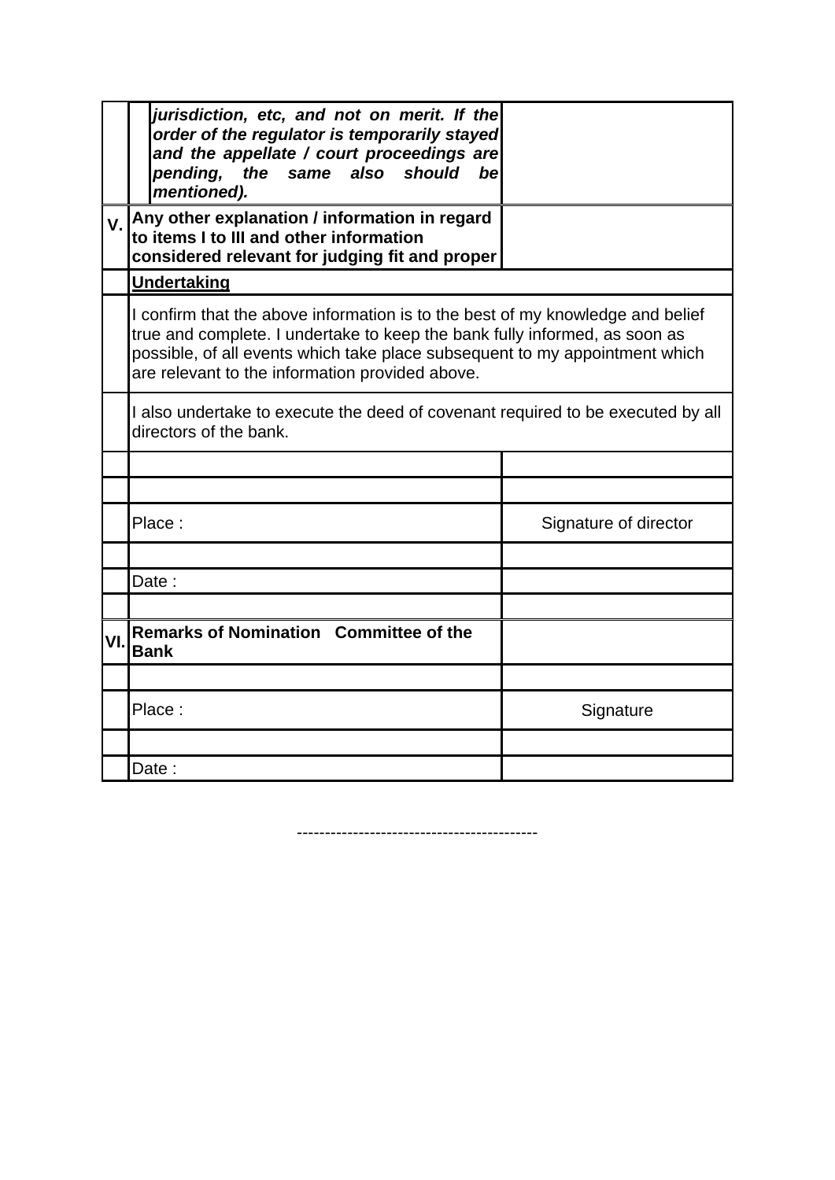| | | |
|---|---|---|
| | ***jurisdiction, etc, and not on merit. If the order of the regulator is temporarily stayed and the appellate / court proceedings are pending, the same also should be mentioned).*** | |
| **V.** | **Any other explanation / information in regard to items I to III and other information considered relevant for judging fit and proper** | |
| | **<u>Undertaking</u>** | |
| | I confirm that the above information is to the best of my knowledge and belief true and complete. I undertake to keep the bank fully informed, as soon as possible, of all events which take place subsequent to my appointment which are relevant to the information provided above. | |
| | I also undertake to execute the deed of covenant required to be executed by all directors of the bank. | |
| | | |
| | | |
| | Place : | Signature of director |
| | | |
| | Date : | |
| | | |
| **VI.** | **Remarks of Nomination Committee of the Bank** | |
| | | |
| | Place : | Signature |
| | | |
| | Date : | |

-------------------------------------------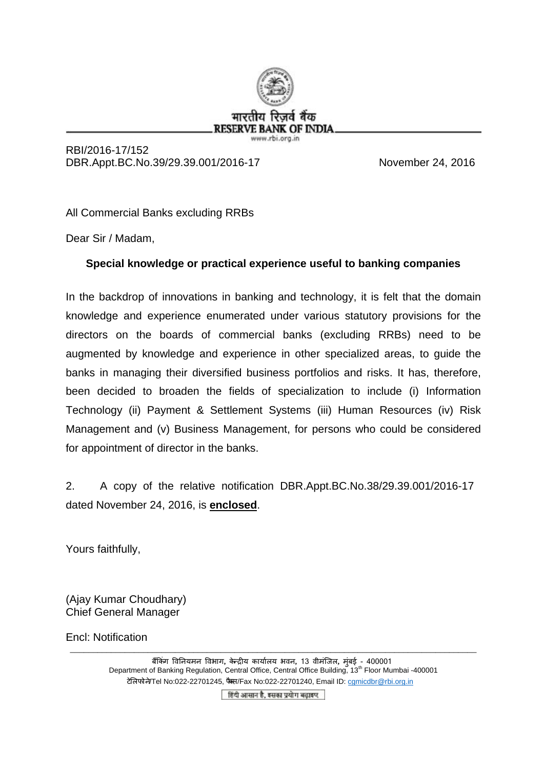भारतीय रिज़र्व बैंक
RESERVE BANK OF INDIA
www.rbi.org.in

RBI/2016-17/152
DBR.Appt.BC.No.39/29.39.001/2016-17 November 24, 2016

All Commercial Banks excluding RRBs

Dear Sir / Madam,

**Special knowledge or practical experience useful to banking companies**

In the backdrop of innovations in banking and technology, it is felt that the domain knowledge and experience enumerated under various statutory provisions for the directors on the boards of commercial banks (excluding RRBs) need to be augmented by knowledge and experience in other specialized areas, to guide the banks in managing their diversified business portfolios and risks. It has, therefore, been decided to broaden the fields of specialization to include (i) Information Technology (ii) Payment & Settlement Systems (iii) Human Resources (iv) Risk Management and (v) Business Management, for persons who could be considered for appointment of director in the banks.

2. A copy of the relative notification DBR.Appt.BC.No.38/29.39.001/2016-17 dated November 24, 2016, is **enclosed**.

Yours faithfully,

(Ajay Kumar Choudhary)
Chief General Manager

Encl: Notification

बैंकिंग विनियमन विभाग, केन्द्रीय कार्यालय भवन, 13 वीमंजिल, मुंबई - 400001
Department of Banking Regulation, Central Office, Central Office Building, 13th Floor Mumbai -400001
टेलिफोन/Tel No:022-22701245, फैक्स/Fax No:022-22701240, Email ID: cgmicdbr@rbi.org.in

हिंदी आसान है, इसका प्रयोग बढ़ाइए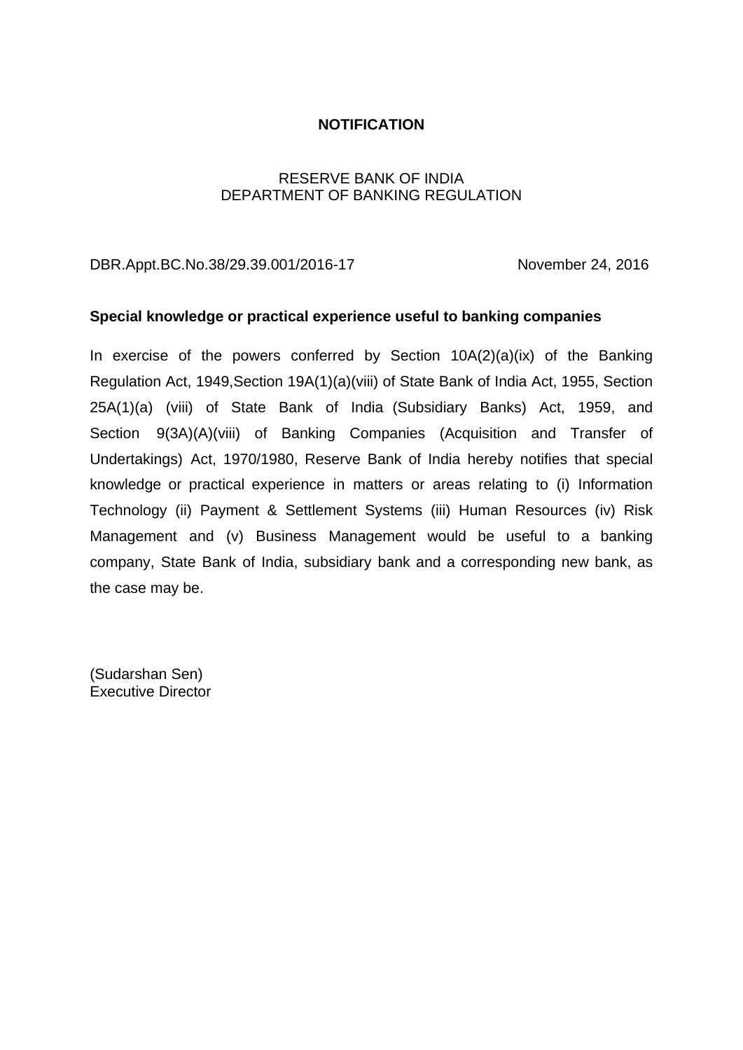**NOTIFICATION**

RESERVE BANK OF INDIA
DEPARTMENT OF BANKING REGULATION

DBR.Appt.BC.No.38/29.39.001/2016-17 November 24, 2016

**Special knowledge or practical experience useful to banking companies**

In exercise of the powers conferred by Section 10A(2)(a)(ix) of the Banking Regulation Act, 1949,Section 19A(1)(a)(viii) of State Bank of India Act, 1955, Section 25A(1)(a) (viii) of State Bank of India (Subsidiary Banks) Act, 1959, and Section 9(3A)(A)(viii) of Banking Companies (Acquisition and Transfer of Undertakings) Act, 1970/1980, Reserve Bank of India hereby notifies that special knowledge or practical experience in matters or areas relating to (i) Information Technology (ii) Payment & Settlement Systems (iii) Human Resources (iv) Risk Management and (v) Business Management would be useful to a banking company, State Bank of India, subsidiary bank and a corresponding new bank, as the case may be.

(Sudarshan Sen)
Executive Director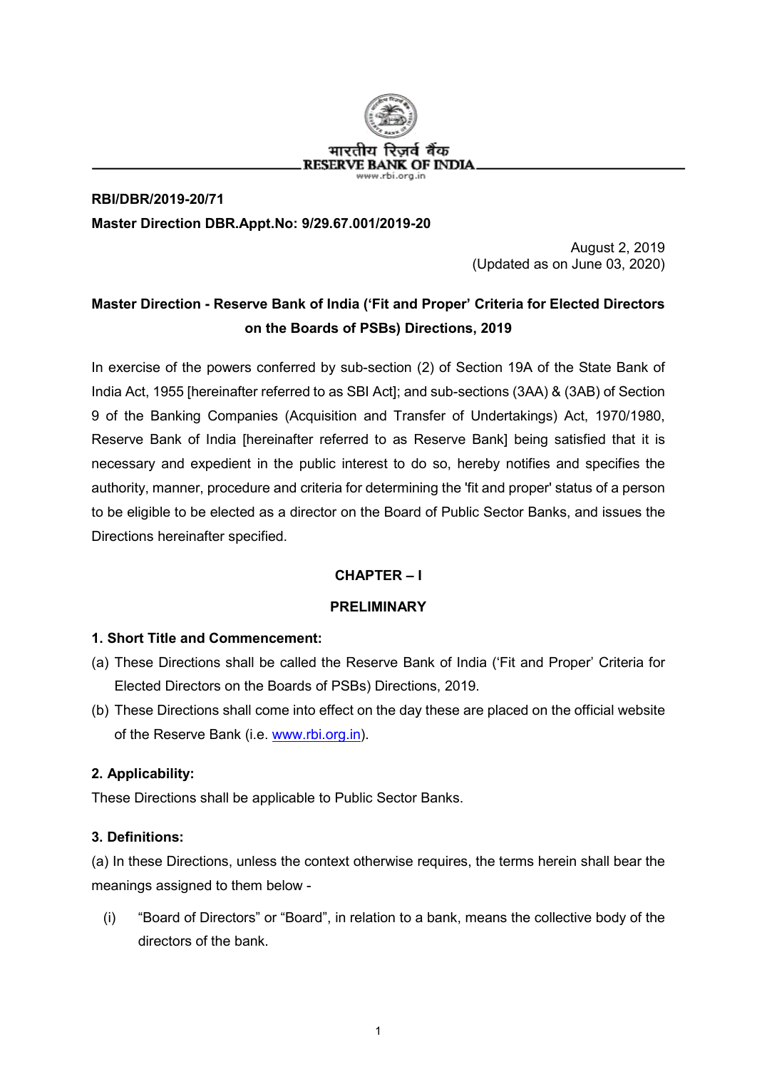भारतीय रिज़र्व बैंक
RESERVE BANK OF INDIA
www.rbi.org.in

**RBI/DBR/2019-20/71**

**Master Direction DBR.Appt.No: 9/29.67.001/2019-20**

August 2, 2019
(Updated as on June 03, 2020)

**Master Direction - Reserve Bank of India ('Fit and Proper' Criteria for Elected Directors on the Boards of PSBs) Directions, 2019**

In exercise of the powers conferred by sub-section (2) of Section 19A of the State Bank of India Act, 1955 [hereinafter referred to as SBI Act]; and sub-sections (3AA) & (3AB) of Section 9 of the Banking Companies (Acquisition and Transfer of Undertakings) Act, 1970/1980, Reserve Bank of India [hereinafter referred to as Reserve Bank] being satisfied that it is necessary and expedient in the public interest to do so, hereby notifies and specifies the authority, manner, procedure and criteria for determining the 'fit and proper' status of a person to be eligible to be elected as a director on the Board of Public Sector Banks, and issues the Directions hereinafter specified.

## CHAPTER – I

## PRELIMINARY

### 1. Short Title and Commencement:

(a) These Directions shall be called the Reserve Bank of India ('Fit and Proper' Criteria for Elected Directors on the Boards of PSBs) Directions, 2019.

(b) These Directions shall come into effect on the day these are placed on the official website of the Reserve Bank (i.e. www.rbi.org.in).

### 2. Applicability:

These Directions shall be applicable to Public Sector Banks.

### 3. Definitions:

(a) In these Directions, unless the context otherwise requires, the terms herein shall bear the meanings assigned to them below -

(i) "Board of Directors" or "Board", in relation to a bank, means the collective body of the directors of the bank.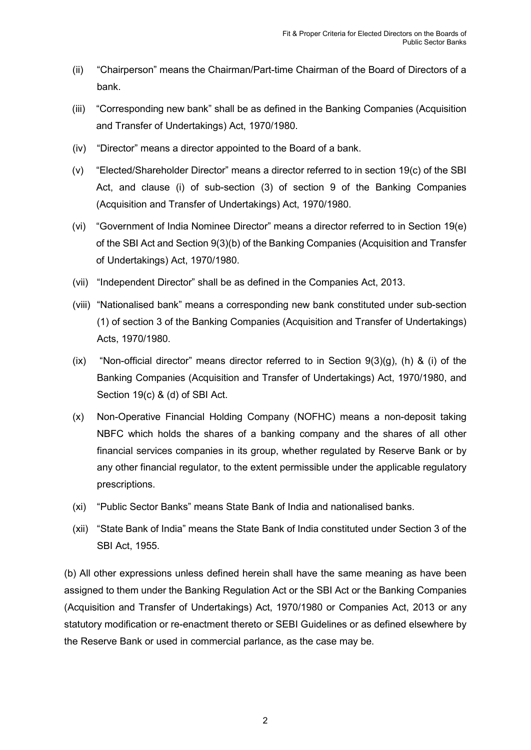(ii) "Chairperson" means the Chairman/Part-time Chairman of the Board of Directors of a bank.

(iii) "Corresponding new bank" shall be as defined in the Banking Companies (Acquisition and Transfer of Undertakings) Act, 1970/1980.

(iv) "Director" means a director appointed to the Board of a bank.

(v) "Elected/Shareholder Director" means a director referred to in section 19(c) of the SBI Act, and clause (i) of sub-section (3) of section 9 of the Banking Companies (Acquisition and Transfer of Undertakings) Act, 1970/1980.

(vi) "Government of India Nominee Director" means a director referred to in Section 19(e) of the SBI Act and Section 9(3)(b) of the Banking Companies (Acquisition and Transfer of Undertakings) Act, 1970/1980.

(vii) "Independent Director" shall be as defined in the Companies Act, 2013.

(viii) "Nationalised bank" means a corresponding new bank constituted under sub-section (1) of section 3 of the Banking Companies (Acquisition and Transfer of Undertakings) Acts, 1970/1980.

(ix) "Non-official director" means director referred to in Section 9(3)(g), (h) & (i) of the Banking Companies (Acquisition and Transfer of Undertakings) Act, 1970/1980, and Section 19(c) & (d) of SBI Act.

(x) Non-Operative Financial Holding Company (NOFHC) means a non-deposit taking NBFC which holds the shares of a banking company and the shares of all other financial services companies in its group, whether regulated by Reserve Bank or by any other financial regulator, to the extent permissible under the applicable regulatory prescriptions.

(xi) "Public Sector Banks" means State Bank of India and nationalised banks.

(xii) "State Bank of India" means the State Bank of India constituted under Section 3 of the SBI Act, 1955.

(b) All other expressions unless defined herein shall have the same meaning as have been assigned to them under the Banking Regulation Act or the SBI Act or the Banking Companies (Acquisition and Transfer of Undertakings) Act, 1970/1980 or Companies Act, 2013 or any statutory modification or re-enactment thereto or SEBI Guidelines or as defined elsewhere by the Reserve Bank or used in commercial parlance, as the case may be.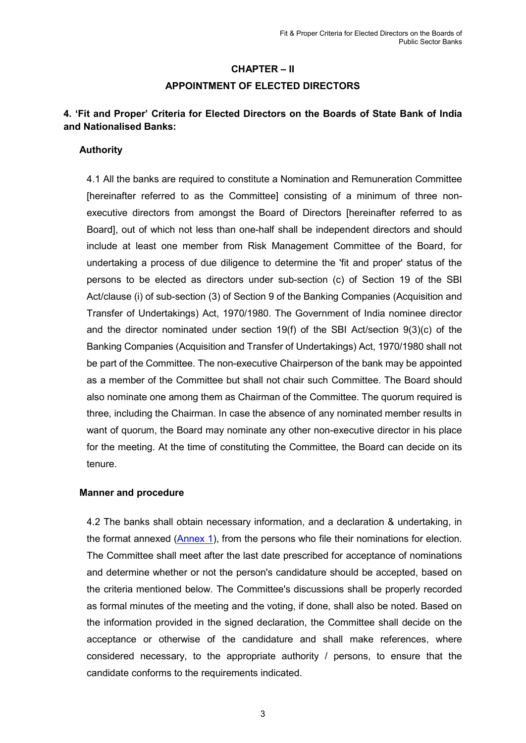## CHAPTER – II

## APPOINTMENT OF ELECTED DIRECTORS

### 4. 'Fit and Proper' Criteria for Elected Directors on the Boards of State Bank of India and Nationalised Banks:

**Authority**

4.1 All the banks are required to constitute a Nomination and Remuneration Committee [hereinafter referred to as the Committee] consisting of a minimum of three non-executive directors from amongst the Board of Directors [hereinafter referred to as Board], out of which not less than one-half shall be independent directors and should include at least one member from Risk Management Committee of the Board, for undertaking a process of due diligence to determine the 'fit and proper' status of the persons to be elected as directors under sub-section (c) of Section 19 of the SBI Act/clause (i) of sub-section (3) of Section 9 of the Banking Companies (Acquisition and Transfer of Undertakings) Act, 1970/1980. The Government of India nominee director and the director nominated under section 19(f) of the SBI Act/section 9(3)(c) of the Banking Companies (Acquisition and Transfer of Undertakings) Act, 1970/1980 shall not be part of the Committee. The non-executive Chairperson of the bank may be appointed as a member of the Committee but shall not chair such Committee. The Board should also nominate one among them as Chairman of the Committee. The quorum required is three, including the Chairman. In case the absence of any nominated member results in want of quorum, the Board may nominate any other non-executive director in his place for the meeting. At the time of constituting the Committee, the Board can decide on its tenure.

**Manner and procedure**

4.2 The banks shall obtain necessary information, and a declaration & undertaking, in the format annexed (Annex 1), from the persons who file their nominations for election. The Committee shall meet after the last date prescribed for acceptance of nominations and determine whether or not the person's candidature should be accepted, based on the criteria mentioned below. The Committee's discussions shall be properly recorded as formal minutes of the meeting and the voting, if done, shall also be noted. Based on the information provided in the signed declaration, the Committee shall decide on the acceptance or otherwise of the candidature and shall make references, where considered necessary, to the appropriate authority / persons, to ensure that the candidate conforms to the requirements indicated.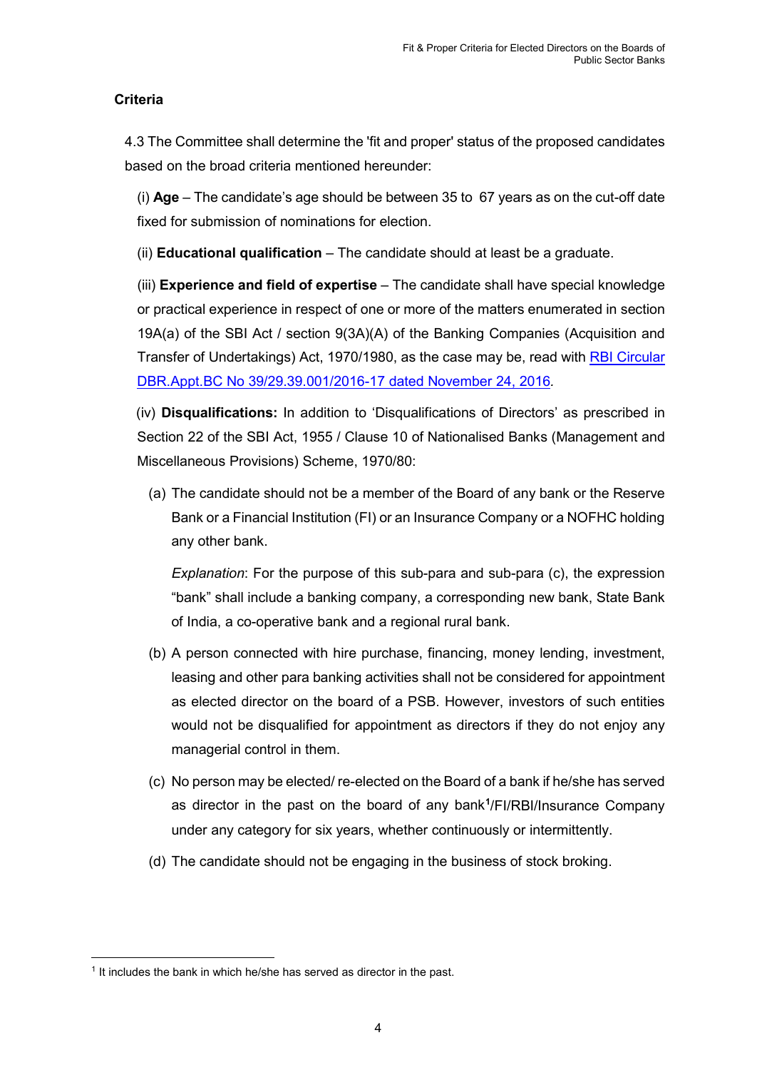**Criteria**

4.3 The Committee shall determine the 'fit and proper' status of the proposed candidates based on the broad criteria mentioned hereunder:

(i) **Age** – The candidate's age should be between 35 to 67 years as on the cut-off date fixed for submission of nominations for election.

(ii) **Educational qualification** – The candidate should at least be a graduate.

(iii) **Experience and field of expertise** – The candidate shall have special knowledge or practical experience in respect of one or more of the matters enumerated in section 19A(a) of the SBI Act / section 9(3A)(A) of the Banking Companies (Acquisition and Transfer of Undertakings) Act, 1970/1980, as the case may be, read with RBI Circular DBR.Appt.BC No 39/29.39.001/2016-17 dated November 24, 2016.

(iv) **Disqualifications:** In addition to 'Disqualifications of Directors' as prescribed in Section 22 of the SBI Act, 1955 / Clause 10 of Nationalised Banks (Management and Miscellaneous Provisions) Scheme, 1970/80:

(a) The candidate should not be a member of the Board of any bank or the Reserve Bank or a Financial Institution (FI) or an Insurance Company or a NOFHC holding any other bank.

*Explanation*: For the purpose of this sub-para and sub-para (c), the expression "bank" shall include a banking company, a corresponding new bank, State Bank of India, a co-operative bank and a regional rural bank.

(b) A person connected with hire purchase, financing, money lending, investment, leasing and other para banking activities shall not be considered for appointment as elected director on the board of a PSB. However, investors of such entities would not be disqualified for appointment as directors if they do not enjoy any managerial control in them.

(c) No person may be elected/ re-elected on the Board of a bank if he/she has served as director in the past on the board of any bank[1]/FI/RBI/Insurance Company under any category for six years, whether continuously or intermittently.

(d) The candidate should not be engaging in the business of stock broking.

---

[1] It includes the bank in which he/she has served as director in the past.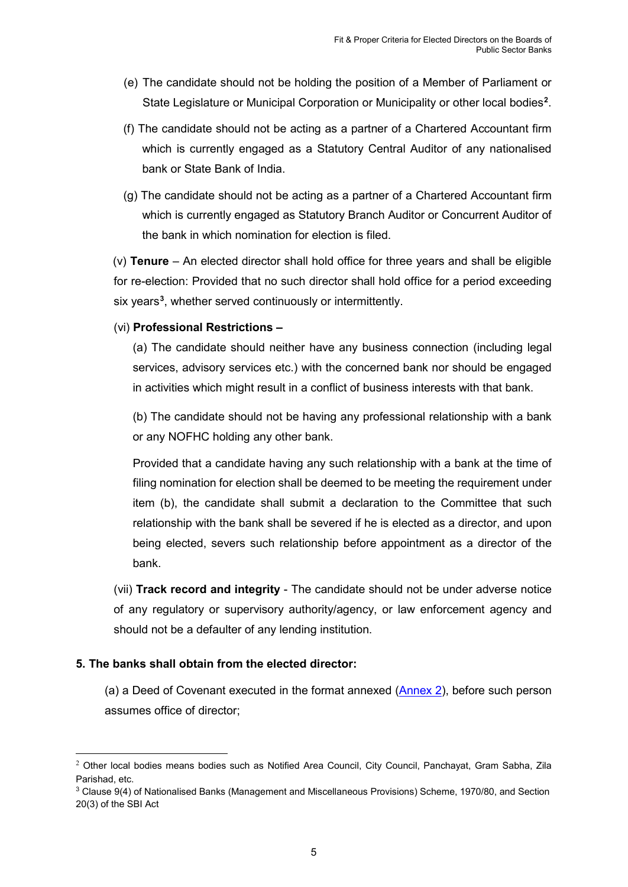(e) The candidate should not be holding the position of a Member of Parliament or State Legislature or Municipal Corporation or Municipality or other local bodies[2].

(f) The candidate should not be acting as a partner of a Chartered Accountant firm which is currently engaged as a Statutory Central Auditor of any nationalised bank or State Bank of India.

(g) The candidate should not be acting as a partner of a Chartered Accountant firm which is currently engaged as Statutory Branch Auditor or Concurrent Auditor of the bank in which nomination for election is filed.

(v) **Tenure** – An elected director shall hold office for three years and shall be eligible for re-election: Provided that no such director shall hold office for a period exceeding six years[3], whether served continuously or intermittently.

(vi) **Professional Restrictions –**

(a) The candidate should neither have any business connection (including legal services, advisory services etc.) with the concerned bank nor should be engaged in activities which might result in a conflict of business interests with that bank.

(b) The candidate should not be having any professional relationship with a bank or any NOFHC holding any other bank.

Provided that a candidate having any such relationship with a bank at the time of filing nomination for election shall be deemed to be meeting the requirement under item (b), the candidate shall submit a declaration to the Committee that such relationship with the bank shall be severed if he is elected as a director, and upon being elected, severs such relationship before appointment as a director of the bank.

(vii) **Track record and integrity** - The candidate should not be under adverse notice of any regulatory or supervisory authority/agency, or law enforcement agency and should not be a defaulter of any lending institution.

**5. The banks shall obtain from the elected director:**

(a) a Deed of Covenant executed in the format annexed (Annex 2), before such person assumes office of director;

---

[2] Other local bodies means bodies such as Notified Area Council, City Council, Panchayat, Gram Sabha, Zila Parishad, etc.

[3] Clause 9(4) of Nationalised Banks (Management and Miscellaneous Provisions) Scheme, 1970/80, and Section 20(3) of the SBI Act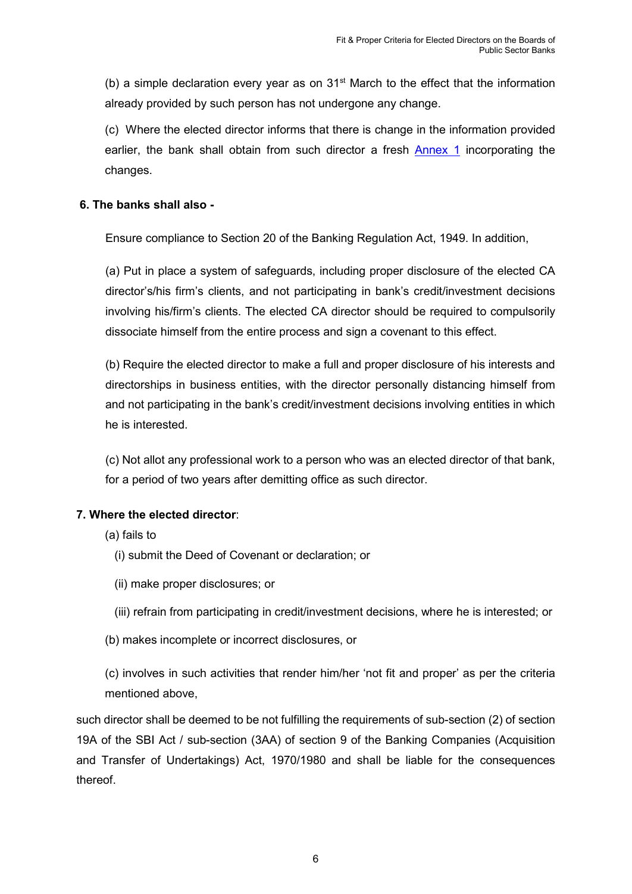(b) a simple declaration every year as on 31st March to the effect that the information already provided by such person has not undergone any change.

(c) Where the elected director informs that there is change in the information provided earlier, the bank shall obtain from such director a fresh Annex 1 incorporating the changes.

**6. The banks shall also -**

Ensure compliance to Section 20 of the Banking Regulation Act, 1949. In addition,

(a) Put in place a system of safeguards, including proper disclosure of the elected CA director's/his firm's clients, and not participating in bank's credit/investment decisions involving his/firm's clients. The elected CA director should be required to compulsorily dissociate himself from the entire process and sign a covenant to this effect.

(b) Require the elected director to make a full and proper disclosure of his interests and directorships in business entities, with the director personally distancing himself from and not participating in the bank's credit/investment decisions involving entities in which he is interested.

(c) Not allot any professional work to a person who was an elected director of that bank, for a period of two years after demitting office as such director.

**7. Where the elected director**:

(a) fails to

(i) submit the Deed of Covenant or declaration; or

(ii) make proper disclosures; or

(iii) refrain from participating in credit/investment decisions, where he is interested; or

(b) makes incomplete or incorrect disclosures, or

(c) involves in such activities that render him/her 'not fit and proper' as per the criteria mentioned above,

such director shall be deemed to be not fulfilling the requirements of sub-section (2) of section 19A of the SBI Act / sub-section (3AA) of section 9 of the Banking Companies (Acquisition and Transfer of Undertakings) Act, 1970/1980 and shall be liable for the consequences thereof.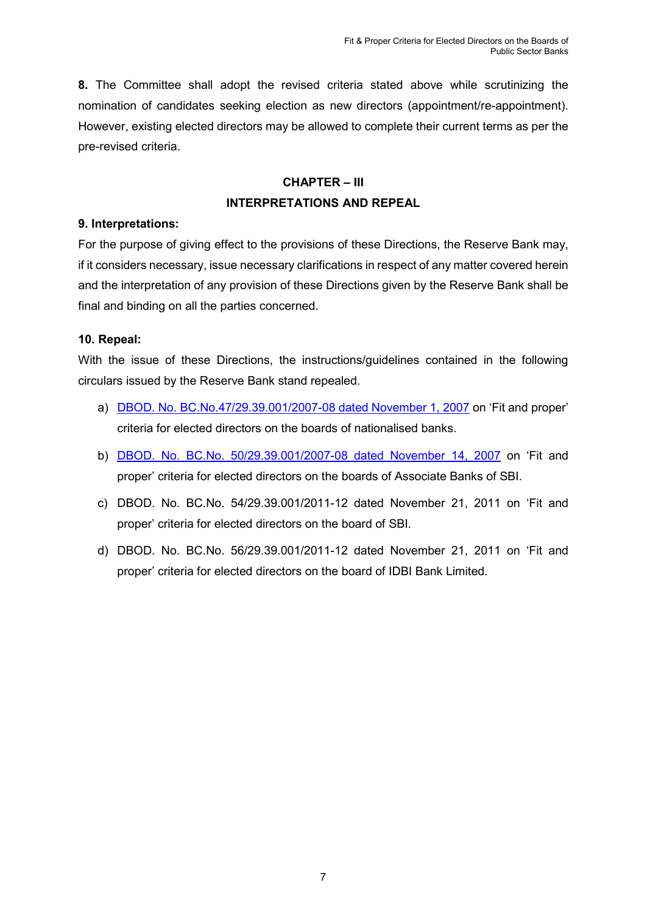**8.** The Committee shall adopt the revised criteria stated above while scrutinizing the nomination of candidates seeking election as new directors (appointment/re-appointment). However, existing elected directors may be allowed to complete their current terms as per the pre-revised criteria.

## CHAPTER – III
## INTERPRETATIONS AND REPEAL

**9. Interpretations:**

For the purpose of giving effect to the provisions of these Directions, the Reserve Bank may, if it considers necessary, issue necessary clarifications in respect of any matter covered herein and the interpretation of any provision of these Directions given by the Reserve Bank shall be final and binding on all the parties concerned.

**10. Repeal:**

With the issue of these Directions, the instructions/guidelines contained in the following circulars issued by the Reserve Bank stand repealed.

a) DBOD. No. BC.No.47/29.39.001/2007-08 dated November 1, 2007 on 'Fit and proper' criteria for elected directors on the boards of nationalised banks.

b) DBOD. No. BC.No. 50/29.39.001/2007-08 dated November 14, 2007 on 'Fit and proper' criteria for elected directors on the boards of Associate Banks of SBI.

c) DBOD. No. BC.No. 54/29.39.001/2011-12 dated November 21, 2011 on 'Fit and proper' criteria for elected directors on the board of SBI.

d) DBOD. No. BC.No. 56/29.39.001/2011-12 dated November 21, 2011 on 'Fit and proper' criteria for elected directors on the board of IDBI Bank Limited.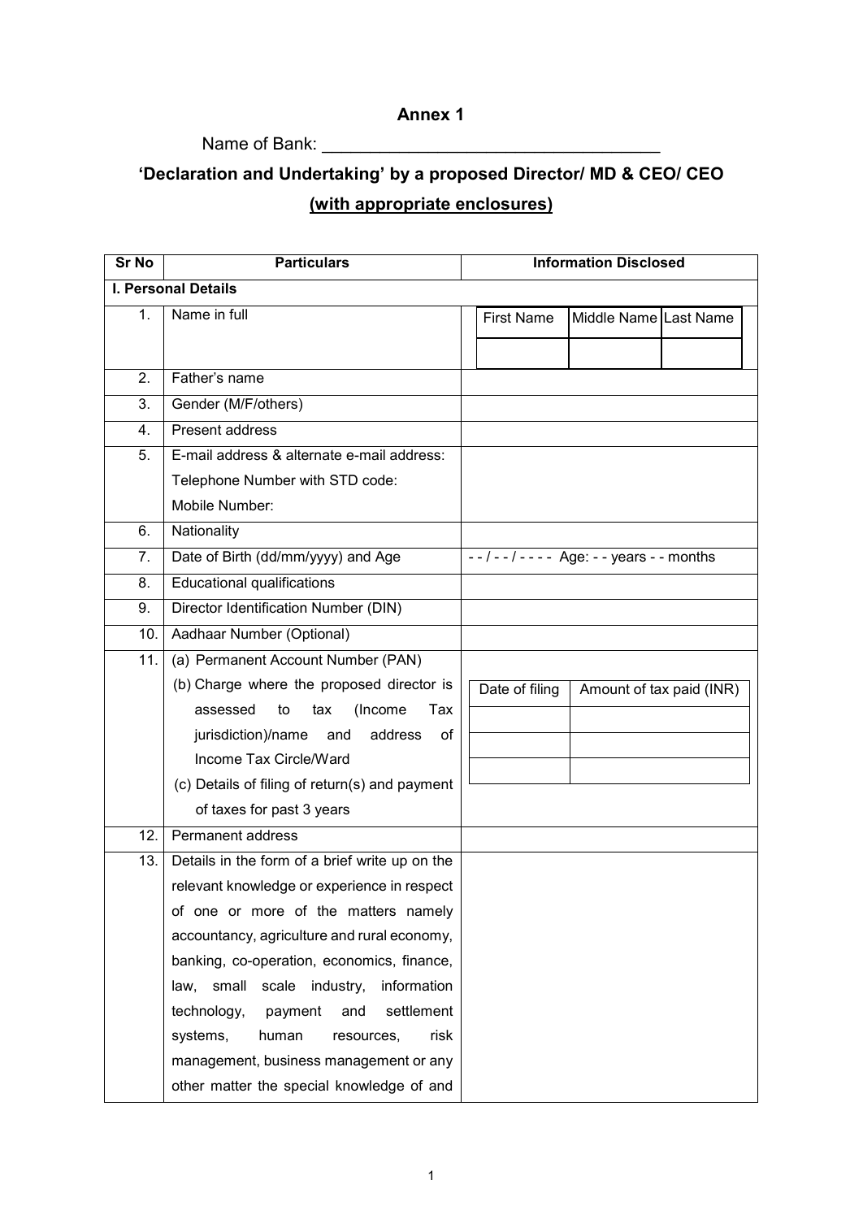**Annex 1**

Name of Bank: ___________________________________

## 'Declaration and Undertaking' by a proposed Director/ MD & CEO/ CEO

**(with appropriate enclosures)**

| Sr No | Particulars | Information Disclosed |
|---|---|---|
| **I. Personal Details** | | |
| 1. | Name in full | First Name / Middle Name / Last Name |
| 2. | Father's name | |
| 3. | Gender (M/F/others) | |
| 4. | Present address | |
| 5. | E-mail address & alternate e-mail address:<br>Telephone Number with STD code:<br>Mobile Number: | |
| 6. | Nationality | |
| 7. | Date of Birth (dd/mm/yyyy) and Age | - - / - - / - - - - Age: - - years - - months |
| 8. | Educational qualifications | |
| 9. | Director Identification Number (DIN) | |
| 10. | Aadhaar Number (Optional) | |
| 11. | (a) Permanent Account Number (PAN)<br>(b) Charge where the proposed director is assessed to tax (Income Tax jurisdiction)/name and address of Income Tax Circle/Ward<br>(c) Details of filing of return(s) and payment of taxes for past 3 years | Date of filing / Amount of tax paid (INR) |
| 12. | Permanent address | |
| 13. | Details in the form of a brief write up on the relevant knowledge or experience in respect of one or more of the matters namely accountancy, agriculture and rural economy, banking, co-operation, economics, finance, law, small scale industry, information technology, payment and settlement systems, human resources, risk management, business management or any other matter the special knowledge of and | |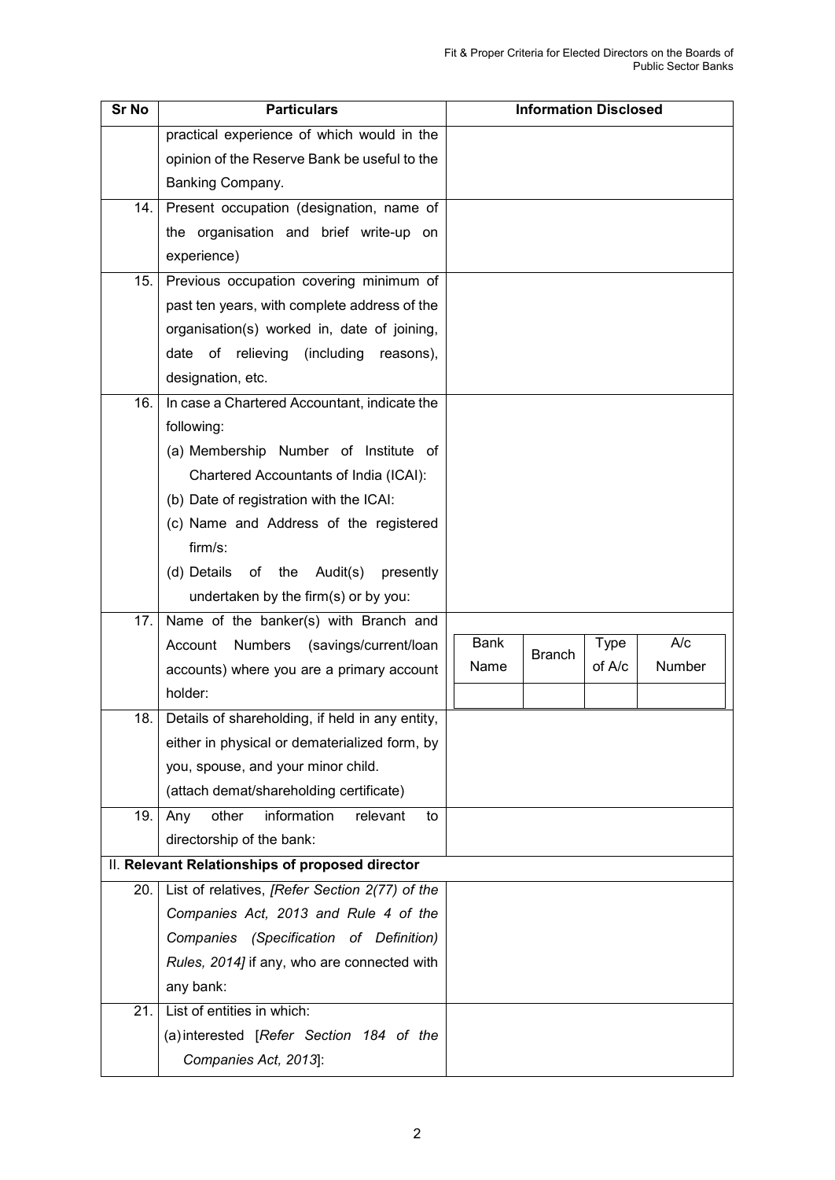| Sr No | Particulars | Information Disclosed |
|---|---|---|
| | practical experience of which would in the opinion of the Reserve Bank be useful to the Banking Company. | |
| 14. | Present occupation (designation, name of the organisation and brief write-up on experience) | |
| 15. | Previous occupation covering minimum of past ten years, with complete address of the organisation(s) worked in, date of joining, date of relieving (including reasons), designation, etc. | |
| 16. | In case a Chartered Accountant, indicate the following:<br>(a) Membership Number of Institute of Chartered Accountants of India (ICAI):<br>(b) Date of registration with the ICAI:<br>(c) Name and Address of the registered firm/s:<br>(d) Details of the Audit(s) presently undertaken by the firm(s) or by you: | |
| 17. | Name of the banker(s) with Branch and Account Numbers (savings/current/loan accounts) where you are a primary account holder: | Bank Name \| Branch \| Type of A/c \| A/c Number |
| 18. | Details of shareholding, if held in any entity, either in physical or dematerialized form, by you, spouse, and your minor child.<br>(attach demat/shareholding certificate) | |
| 19. | Any other information relevant to directorship of the bank: | |
| **II. Relevant Relationships of proposed director** | | |
| 20. | List of relatives, *[Refer Section 2(77) of the Companies Act, 2013 and Rule 4 of the Companies (Specification of Definition) Rules, 2014]* if any, who are connected with any bank: | |
| 21. | List of entities in which:<br>(a) interested [*Refer Section 184 of the Companies Act, 2013*]: | |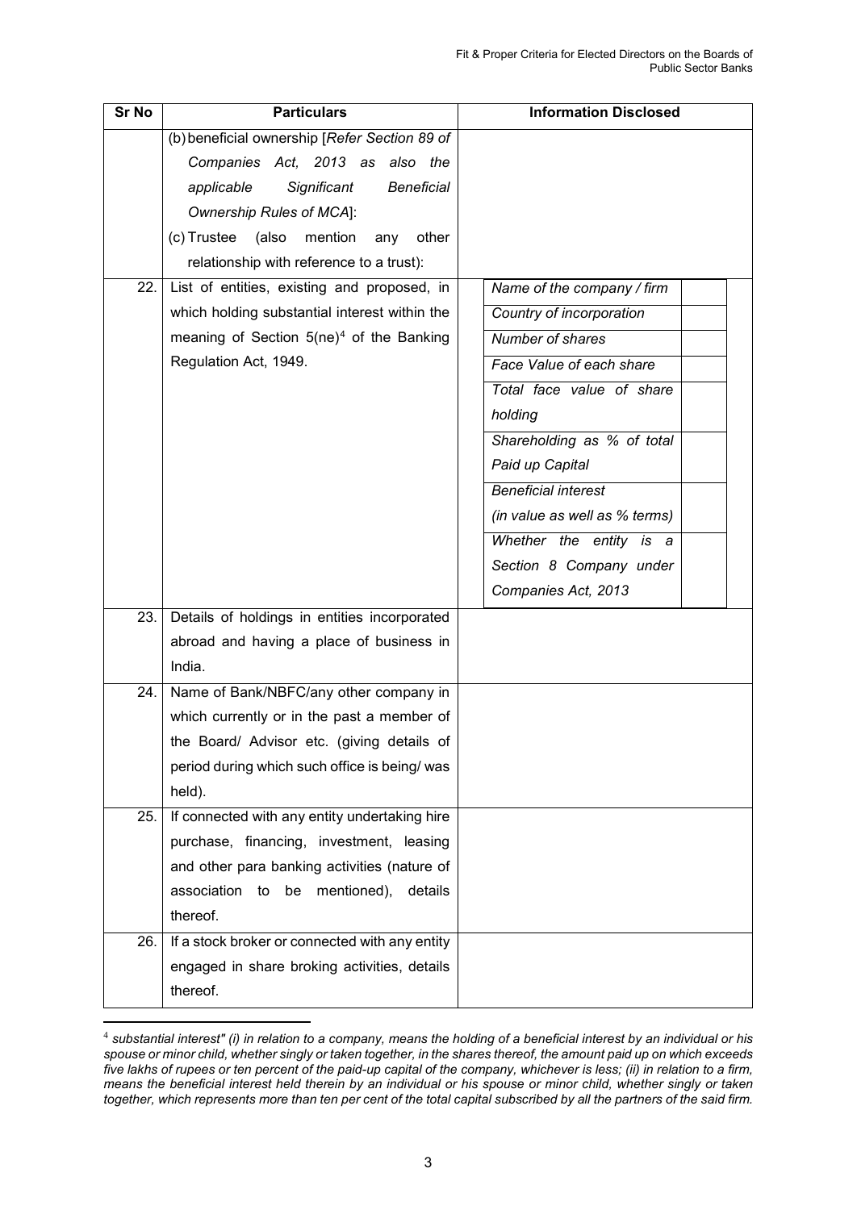| Sr No | Particulars | Information Disclosed |
|---|---|---|
| | (b) beneficial ownership [*Refer Section 89 of Companies Act, 2013 as also the applicable Significant Beneficial Ownership Rules of MCA*]:<br>(c) Trustee (also mention any other relationship with reference to a trust): | |
| 22. | List of entities, existing and proposed, in which holding substantial interest within the meaning of Section 5(ne)[4] of the Banking Regulation Act, 1949. | *Name of the company / firm*<br>*Country of incorporation*<br>*Number of shares*<br>*Face Value of each share*<br>*Total face value of share holding*<br>*Shareholding as % of total Paid up Capital*<br>*Beneficial interest (in value as well as % terms)*<br>*Whether the entity is a Section 8 Company under Companies Act, 2013* |
| 23. | Details of holdings in entities incorporated abroad and having a place of business in India. | |
| 24. | Name of Bank/NBFC/any other company in which currently or in the past a member of the Board/ Advisor etc. (giving details of period during which such office is being/ was held). | |
| 25. | If connected with any entity undertaking hire purchase, financing, investment, leasing and other para banking activities (nature of association to be mentioned), details thereof. | |
| 26. | If a stock broker or connected with any entity engaged in share broking activities, details thereof. | |

[4] *substantial interest" (i) in relation to a company, means the holding of a beneficial interest by an individual or his spouse or minor child, whether singly or taken together, in the shares thereof, the amount paid up on which exceeds five lakhs of rupees or ten percent of the paid-up capital of the company, whichever is less; (ii) in relation to a firm, means the beneficial interest held therein by an individual or his spouse or minor child, whether singly or taken together, which represents more than ten per cent of the total capital subscribed by all the partners of the said firm.*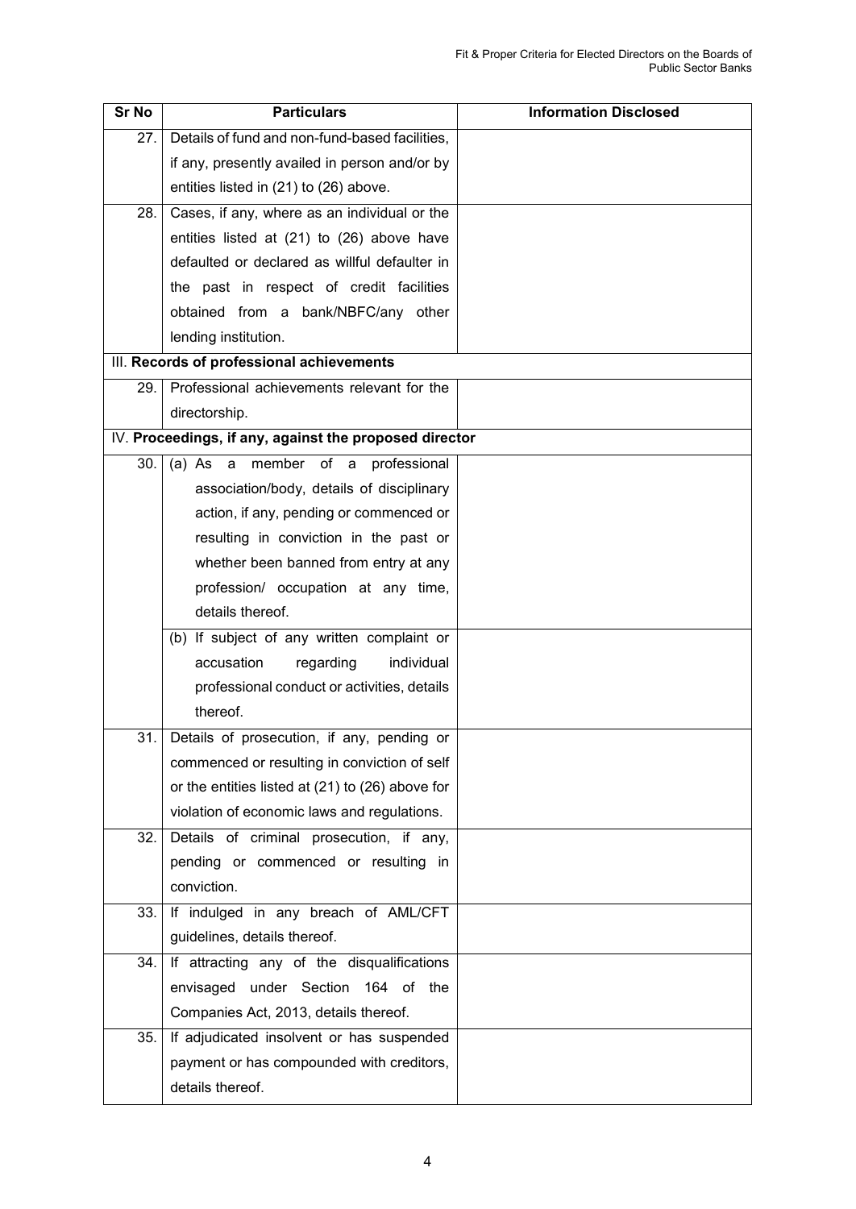| Sr No | Particulars | Information Disclosed |
|---|---|---|
| 27. | Details of fund and non-fund-based facilities, if any, presently availed in person and/or by entities listed in (21) to (26) above. | |
| 28. | Cases, if any, where as an individual or the entities listed at (21) to (26) above have defaulted or declared as willful defaulter in the past in respect of credit facilities obtained from a bank/NBFC/any other lending institution. | |
| III. **Records of professional achievements** | | |
| 29. | Professional achievements relevant for the directorship. | |
| IV. **Proceedings, if any, against the proposed director** | | |
| 30. | (a) As a member of a professional association/body, details of disciplinary action, if any, pending or commenced or resulting in conviction in the past or whether been banned from entry at any profession/ occupation at any time, details thereof. | |
| | (b) If subject of any written complaint or accusation regarding individual professional conduct or activities, details thereof. | |
| 31. | Details of prosecution, if any, pending or commenced or resulting in conviction of self or the entities listed at (21) to (26) above for violation of economic laws and regulations. | |
| 32. | Details of criminal prosecution, if any, pending or commenced or resulting in conviction. | |
| 33. | If indulged in any breach of AML/CFT guidelines, details thereof. | |
| 34. | If attracting any of the disqualifications envisaged under Section 164 of the Companies Act, 2013, details thereof. | |
| 35. | If adjudicated insolvent or has suspended payment or has compounded with creditors, details thereof. | |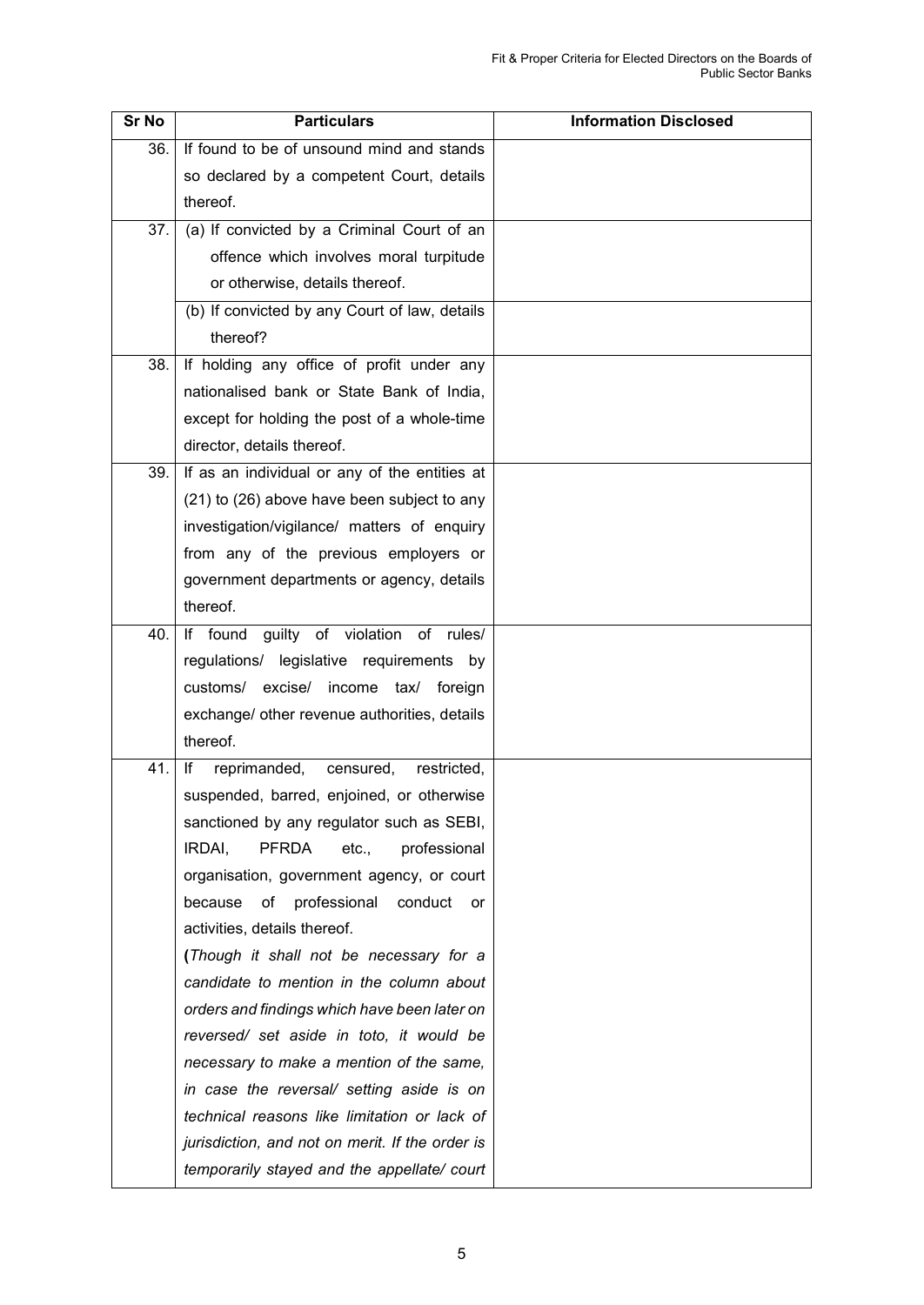| Sr No | Particulars | Information Disclosed |
|---|---|---|
| 36. | If found to be of unsound mind and stands so declared by a competent Court, details thereof. | |
| 37. | (a) If convicted by a Criminal Court of an offence which involves moral turpitude or otherwise, details thereof. | |
| | (b) If convicted by any Court of law, details thereof? | |
| 38. | If holding any office of profit under any nationalised bank or State Bank of India, except for holding the post of a whole-time director, details thereof. | |
| 39. | If as an individual or any of the entities at (21) to (26) above have been subject to any investigation/vigilance/ matters of enquiry from any of the previous employers or government departments or agency, details thereof. | |
| 40. | If found guilty of violation of rules/ regulations/ legislative requirements by customs/ excise/ income tax/ foreign exchange/ other revenue authorities, details thereof. | |
| 41. | If reprimanded, censured, restricted, suspended, barred, enjoined, or otherwise sanctioned by any regulator such as SEBI, IRDAI, PFRDA etc., professional organisation, government agency, or court because of professional conduct or activities, details thereof. (*Though it shall not be necessary for a candidate to mention in the column about orders and findings which have been later on reversed/ set aside in toto, it would be necessary to make a mention of the same, in case the reversal/ setting aside is on technical reasons like limitation or lack of jurisdiction, and not on merit. If the order is temporarily stayed and the appellate/ court* | |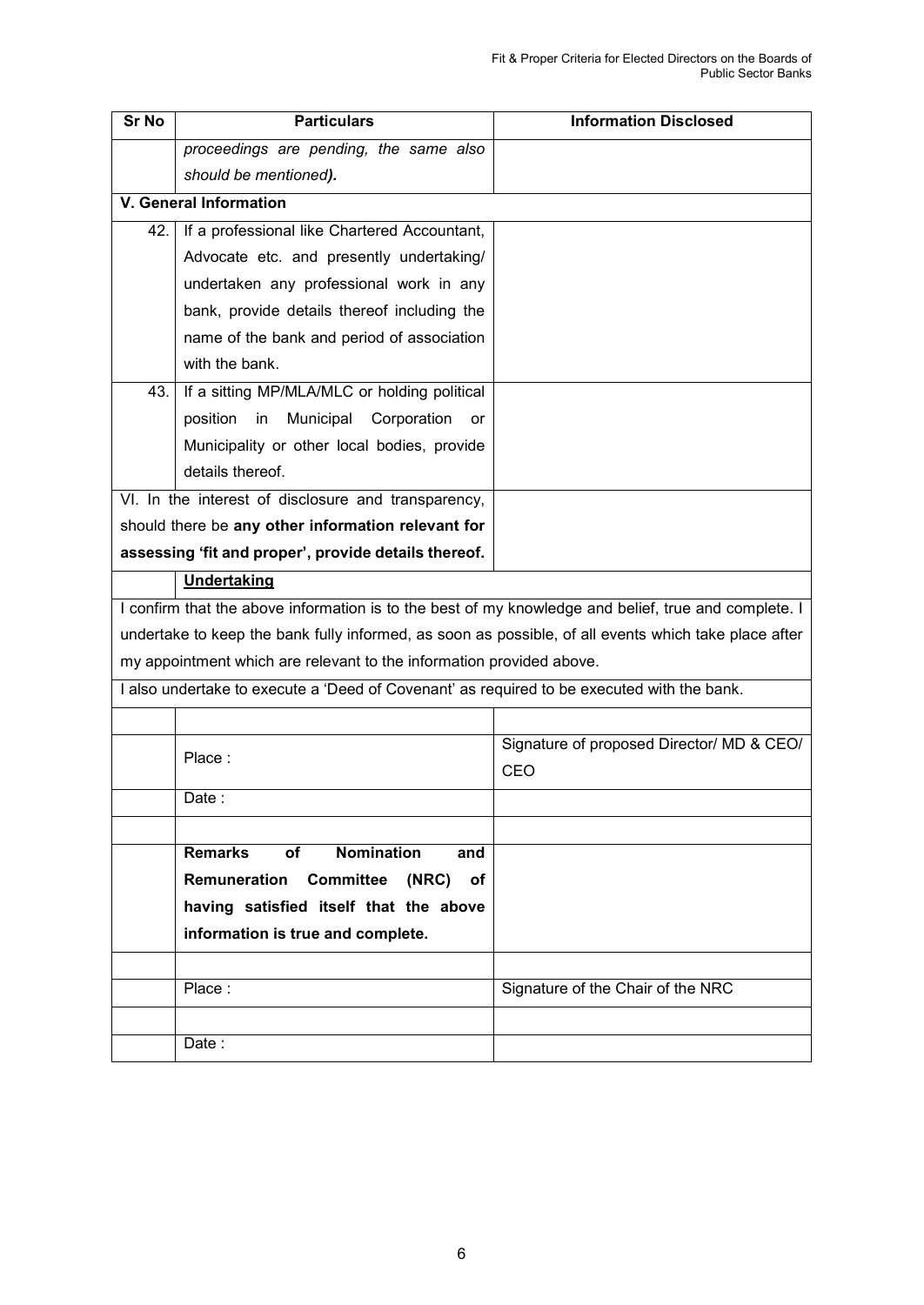| Sr No | Particulars | Information Disclosed |
|---|---|---|
| | *proceedings are pending, the same also should be mentioned**).*** | |
| **V. General Information** | | |
| 42. | If a professional like Chartered Accountant, Advocate etc. and presently undertaking/ undertaken any professional work in any bank, provide details thereof including the name of the bank and period of association with the bank. | |
| 43. | If a sitting MP/MLA/MLC or holding political position in Municipal Corporation or Municipality or other local bodies, provide details thereof. | |
| VI. In the interest of disclosure and transparency, should there be **any other information relevant for assessing 'fit and proper', provide details thereof.** | | |
| | **Undertaking** | |
| I confirm that the above information is to the best of my knowledge and belief, true and complete. I undertake to keep the bank fully informed, as soon as possible, of all events which take place after my appointment which are relevant to the information provided above. | | |
| I also undertake to execute a 'Deed of Covenant' as required to be executed with the bank. | | |
| | | |
| | Place : | Signature of proposed Director/ MD & CEO/ CEO |
| | Date : | |
| | | |
| | **Remarks of Nomination and Remuneration Committee (NRC) of having satisfied itself that the above information is true and complete.** | |
| | | |
| | Place : | Signature of the Chair of the NRC |
| | | |
| | Date : | |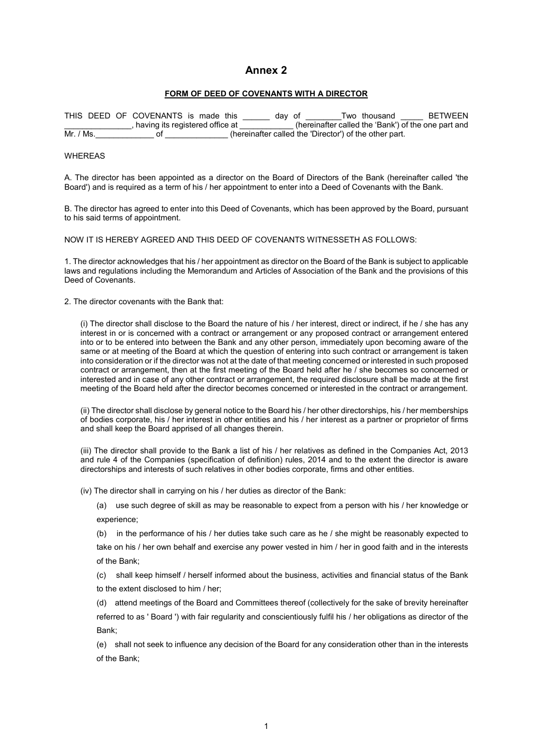# Annex 2

## FORM OF DEED OF COVENANTS WITH A DIRECTOR

THIS DEED OF COVENANTS is made this ______ day of ________Two thousand _____ BETWEEN _______________, having its registered office at ____________ (hereinafter called the 'Bank') of the one part and Mr. / Ms._____________ of ______________ (hereinafter called the 'Director') of the other part.

WHEREAS

A. The director has been appointed as a director on the Board of Directors of the Bank (hereinafter called 'the Board') and is required as a term of his / her appointment to enter into a Deed of Covenants with the Bank.

B. The director has agreed to enter into this Deed of Covenants, which has been approved by the Board, pursuant to his said terms of appointment.

NOW IT IS HEREBY AGREED AND THIS DEED OF COVENANTS WITNESSETH AS FOLLOWS:

1. The director acknowledges that his / her appointment as director on the Board of the Bank is subject to applicable laws and regulations including the Memorandum and Articles of Association of the Bank and the provisions of this Deed of Covenants.

2. The director covenants with the Bank that:

(i) The director shall disclose to the Board the nature of his / her interest, direct or indirect, if he / she has any interest in or is concerned with a contract or arrangement or any proposed contract or arrangement entered into or to be entered into between the Bank and any other person, immediately upon becoming aware of the same or at meeting of the Board at which the question of entering into such contract or arrangement is taken into consideration or if the director was not at the date of that meeting concerned or interested in such proposed contract or arrangement, then at the first meeting of the Board held after he / she becomes so concerned or interested and in case of any other contract or arrangement, the required disclosure shall be made at the first meeting of the Board held after the director becomes concerned or interested in the contract or arrangement.

(ii) The director shall disclose by general notice to the Board his / her other directorships, his / her memberships of bodies corporate, his / her interest in other entities and his / her interest as a partner or proprietor of firms and shall keep the Board apprised of all changes therein.

(iii) The director shall provide to the Bank a list of his / her relatives as defined in the Companies Act, 2013 and rule 4 of the Companies (specification of definition) rules, 2014 and to the extent the director is aware directorships and interests of such relatives in other bodies corporate, firms and other entities.

(iv) The director shall in carrying on his / her duties as director of the Bank:

(a) use such degree of skill as may be reasonable to expect from a person with his / her knowledge or experience;

(b) in the performance of his / her duties take such care as he / she might be reasonably expected to take on his / her own behalf and exercise any power vested in him / her in good faith and in the interests of the Bank;

(c) shall keep himself / herself informed about the business, activities and financial status of the Bank to the extent disclosed to him / her;

(d) attend meetings of the Board and Committees thereof (collectively for the sake of brevity hereinafter referred to as ' Board ') with fair regularity and conscientiously fulfil his / her obligations as director of the Bank;

(e) shall not seek to influence any decision of the Board for any consideration other than in the interests of the Bank;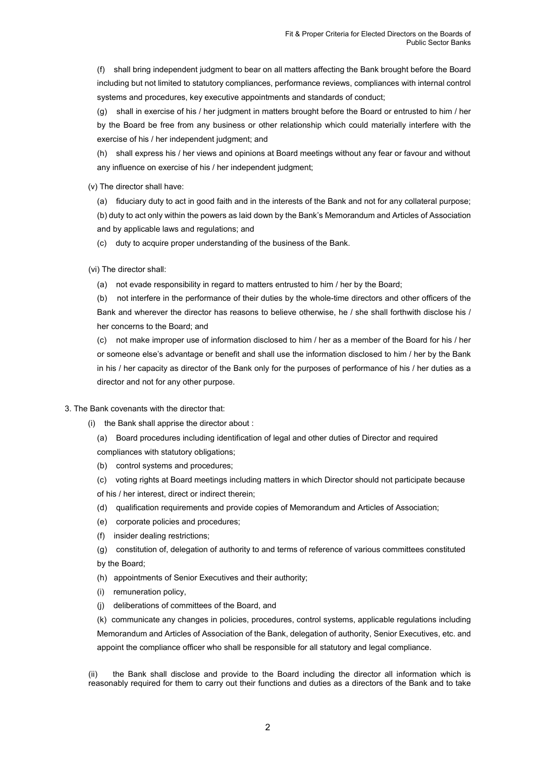(f) shall bring independent judgment to bear on all matters affecting the Bank brought before the Board including but not limited to statutory compliances, performance reviews, compliances with internal control systems and procedures, key executive appointments and standards of conduct;

(g) shall in exercise of his / her judgment in matters brought before the Board or entrusted to him / her by the Board be free from any business or other relationship which could materially interfere with the exercise of his / her independent judgment; and

(h) shall express his / her views and opinions at Board meetings without any fear or favour and without any influence on exercise of his / her independent judgment;

(v) The director shall have:

(a) fiduciary duty to act in good faith and in the interests of the Bank and not for any collateral purpose;

(b) duty to act only within the powers as laid down by the Bank's Memorandum and Articles of Association and by applicable laws and regulations; and

(c) duty to acquire proper understanding of the business of the Bank.

(vi) The director shall:

(a) not evade responsibility in regard to matters entrusted to him / her by the Board;

(b) not interfere in the performance of their duties by the whole-time directors and other officers of the Bank and wherever the director has reasons to believe otherwise, he / she shall forthwith disclose his / her concerns to the Board; and

(c) not make improper use of information disclosed to him / her as a member of the Board for his / her or someone else's advantage or benefit and shall use the information disclosed to him / her by the Bank in his / her capacity as director of the Bank only for the purposes of performance of his / her duties as a director and not for any other purpose.

3. The Bank covenants with the director that:

(i) the Bank shall apprise the director about :

(a) Board procedures including identification of legal and other duties of Director and required compliances with statutory obligations;

(b) control systems and procedures;

(c) voting rights at Board meetings including matters in which Director should not participate because of his / her interest, direct or indirect therein;

(d) qualification requirements and provide copies of Memorandum and Articles of Association;

(e) corporate policies and procedures;

(f) insider dealing restrictions;

(g) constitution of, delegation of authority to and terms of reference of various committees constituted by the Board;

(h) appointments of Senior Executives and their authority;

(i) remuneration policy,

(j) deliberations of committees of the Board, and

(k) communicate any changes in policies, procedures, control systems, applicable regulations including Memorandum and Articles of Association of the Bank, delegation of authority, Senior Executives, etc. and appoint the compliance officer who shall be responsible for all statutory and legal compliance.

(ii) the Bank shall disclose and provide to the Board including the director all information which is reasonably required for them to carry out their functions and duties as a directors of the Bank and to take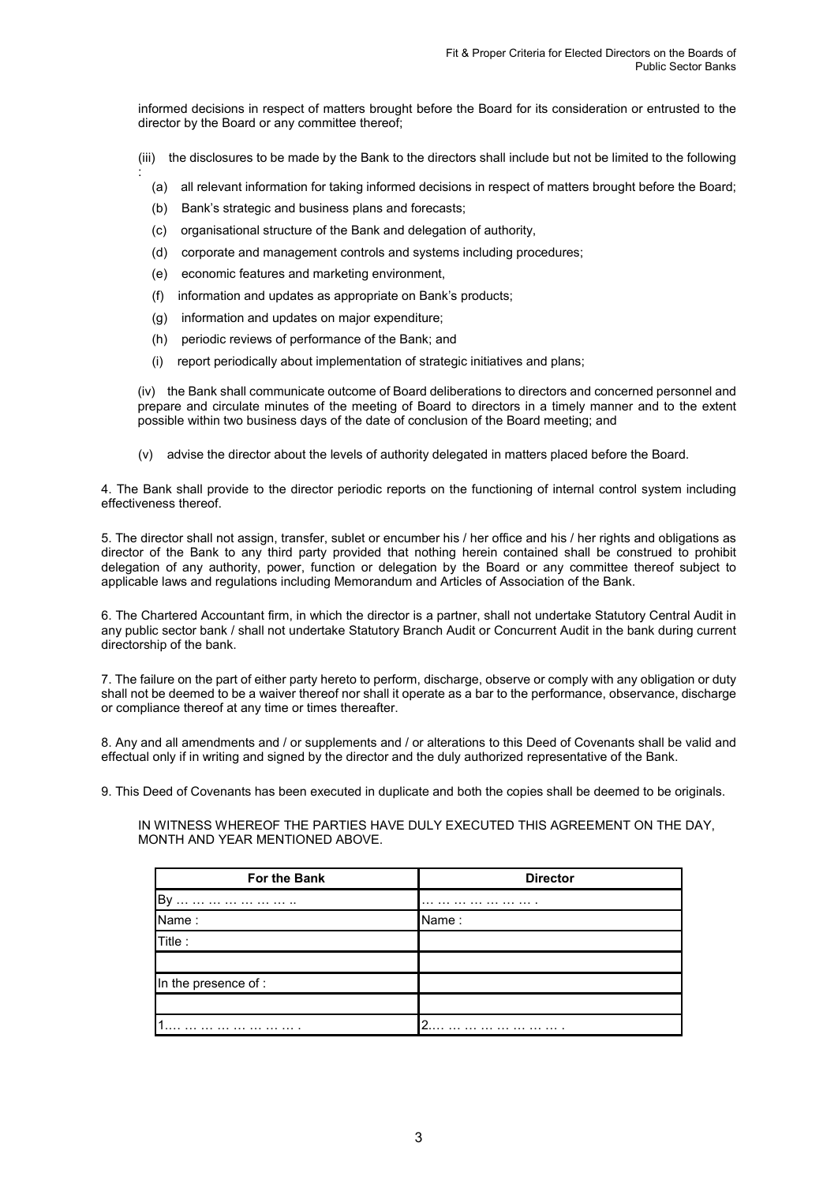informed decisions in respect of matters brought before the Board for its consideration or entrusted to the director by the Board or any committee thereof;

(iii) the disclosures to be made by the Bank to the directors shall include but not be limited to the following :

(a) all relevant information for taking informed decisions in respect of matters brought before the Board;

(b) Bank's strategic and business plans and forecasts;

(c) organisational structure of the Bank and delegation of authority,

(d) corporate and management controls and systems including procedures;

(e) economic features and marketing environment,

(f) information and updates as appropriate on Bank's products;

(g) information and updates on major expenditure;

(h) periodic reviews of performance of the Bank; and

(i) report periodically about implementation of strategic initiatives and plans;

(iv) the Bank shall communicate outcome of Board deliberations to directors and concerned personnel and prepare and circulate minutes of the meeting of Board to directors in a timely manner and to the extent possible within two business days of the date of conclusion of the Board meeting; and

(v) advise the director about the levels of authority delegated in matters placed before the Board.

4. The Bank shall provide to the director periodic reports on the functioning of internal control system including effectiveness thereof.

5. The director shall not assign, transfer, sublet or encumber his / her office and his / her rights and obligations as director of the Bank to any third party provided that nothing herein contained shall be construed to prohibit delegation of any authority, power, function or delegation by the Board or any committee thereof subject to applicable laws and regulations including Memorandum and Articles of Association of the Bank.

6. The Chartered Accountant firm, in which the director is a partner, shall not undertake Statutory Central Audit in any public sector bank / shall not undertake Statutory Branch Audit or Concurrent Audit in the bank during current directorship of the bank.

7. The failure on the part of either party hereto to perform, discharge, observe or comply with any obligation or duty shall not be deemed to be a waiver thereof nor shall it operate as a bar to the performance, observance, discharge or compliance thereof at any time or times thereafter.

8. Any and all amendments and / or supplements and / or alterations to this Deed of Covenants shall be valid and effectual only if in writing and signed by the director and the duly authorized representative of the Bank.

9. This Deed of Covenants has been executed in duplicate and both the copies shall be deemed to be originals.

IN WITNESS WHEREOF THE PARTIES HAVE DULY EXECUTED THIS AGREEMENT ON THE DAY, MONTH AND YEAR MENTIONED ABOVE.

| For the Bank | Director |
|---|---|
| By … … … … … … .. | … … … … … … . |
| Name : | Name : |
| Title : | |
| | |
| In the presence of : | |
| | |
| 1.… … … … … … … … . | 2.… … … … … … … … . |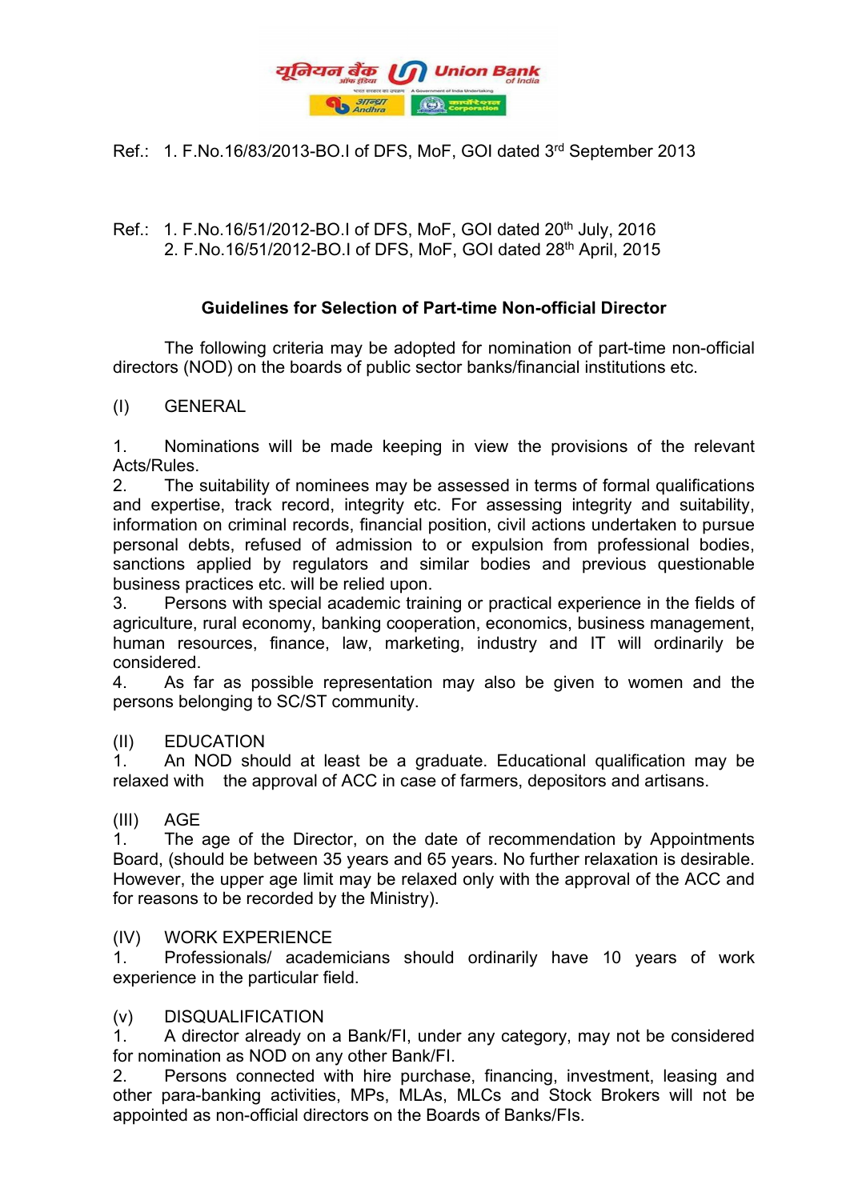Ref.: 1. F.No.16/83/2013-BO.I of DFS, MoF, GOI dated 3rd September 2013

Ref.: 1. F.No.16/51/2012-BO.I of DFS, MoF, GOI dated 20th July, 2016
2. F.No.16/51/2012-BO.I of DFS, MoF, GOI dated 28th April, 2015

## Guidelines for Selection of Part-time Non-official Director

The following criteria may be adopted for nomination of part-time non-official directors (NOD) on the boards of public sector banks/financial institutions etc.

(I) GENERAL

1. Nominations will be made keeping in view the provisions of the relevant Acts/Rules.
2. The suitability of nominees may be assessed in terms of formal qualifications and expertise, track record, integrity etc. For assessing integrity and suitability, information on criminal records, financial position, civil actions undertaken to pursue personal debts, refused of admission to or expulsion from professional bodies, sanctions applied by regulators and similar bodies and previous questionable business practices etc. will be relied upon.
3. Persons with special academic training or practical experience in the fields of agriculture, rural economy, banking cooperation, economics, business management, human resources, finance, law, marketing, industry and IT will ordinarily be considered.
4. As far as possible representation may also be given to women and the persons belonging to SC/ST community.

(II) EDUCATION

1. An NOD should at least be a graduate. Educational qualification may be relaxed with the approval of ACC in case of farmers, depositors and artisans.

(III) AGE

1. The age of the Director, on the date of recommendation by Appointments Board, (should be between 35 years and 65 years. No further relaxation is desirable. However, the upper age limit may be relaxed only with the approval of the ACC and for reasons to be recorded by the Ministry).

(IV) WORK EXPERIENCE

1. Professionals/ academicians should ordinarily have 10 years of work experience in the particular field.

(v) DISQUALIFICATION

1. A director already on a Bank/FI, under any category, may not be considered for nomination as NOD on any other Bank/FI.
2. Persons connected with hire purchase, financing, investment, leasing and other para-banking activities, MPs, MLAs, MLCs and Stock Brokers will not be appointed as non-official directors on the Boards of Banks/FIs.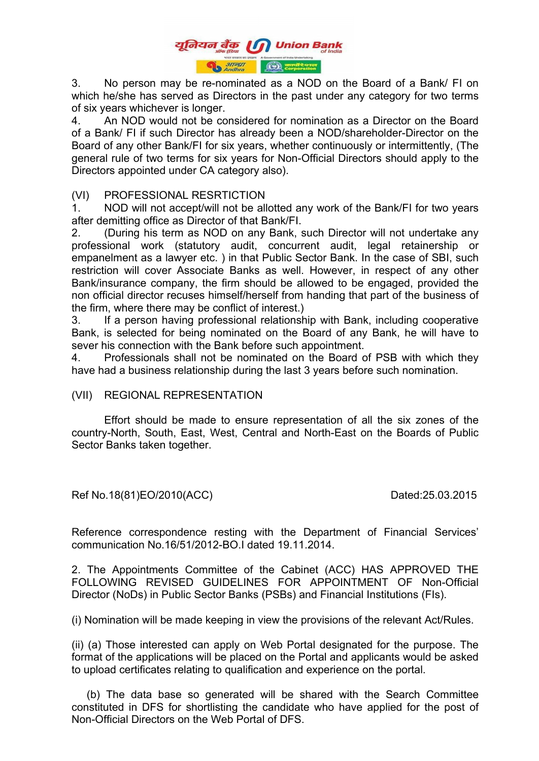3. No person may be re-nominated as a NOD on the Board of a Bank/ FI on which he/she has served as Directors in the past under any category for two terms of six years whichever is longer.

4. An NOD would not be considered for nomination as a Director on the Board of a Bank/ FI if such Director has already been a NOD/shareholder-Director on the Board of any other Bank/FI for six years, whether continuously or intermittently, (The general rule of two terms for six years for Non-Official Directors should apply to the Directors appointed under CA category also).

(VI) PROFESSIONAL RESRTICTION

1. NOD will not accept/will not be allotted any work of the Bank/FI for two years after demitting office as Director of that Bank/FI.

2. (During his term as NOD on any Bank, such Director will not undertake any professional work (statutory audit, concurrent audit, legal retainership or empanelment as a lawyer etc. ) in that Public Sector Bank. In the case of SBI, such restriction will cover Associate Banks as well. However, in respect of any other Bank/insurance company, the firm should be allowed to be engaged, provided the non official director recuses himself/herself from handing that part of the business of the firm, where there may be conflict of interest.)

3. If a person having professional relationship with Bank, including cooperative Bank, is selected for being nominated on the Board of any Bank, he will have to sever his connection with the Bank before such appointment.

4. Professionals shall not be nominated on the Board of PSB with which they have had a business relationship during the last 3 years before such nomination.

(VII) REGIONAL REPRESENTATION

Effort should be made to ensure representation of all the six zones of the country-North, South, East, West, Central and North-East on the Boards of Public Sector Banks taken together.

Ref No.18(81)EO/2010(ACC) Dated:25.03.2015

Reference correspondence resting with the Department of Financial Services' communication No.16/51/2012-BO.I dated 19.11.2014.

2. The Appointments Committee of the Cabinet (ACC) HAS APPROVED THE FOLLOWING REVISED GUIDELINES FOR APPOINTMENT OF Non-Official Director (NoDs) in Public Sector Banks (PSBs) and Financial Institutions (FIs).

(i) Nomination will be made keeping in view the provisions of the relevant Act/Rules.

(ii) (a) Those interested can apply on Web Portal designated for the purpose. The format of the applications will be placed on the Portal and applicants would be asked to upload certificates relating to qualification and experience on the portal.

(b) The data base so generated will be shared with the Search Committee constituted in DFS for shortlisting the candidate who have applied for the post of Non-Official Directors on the Web Portal of DFS.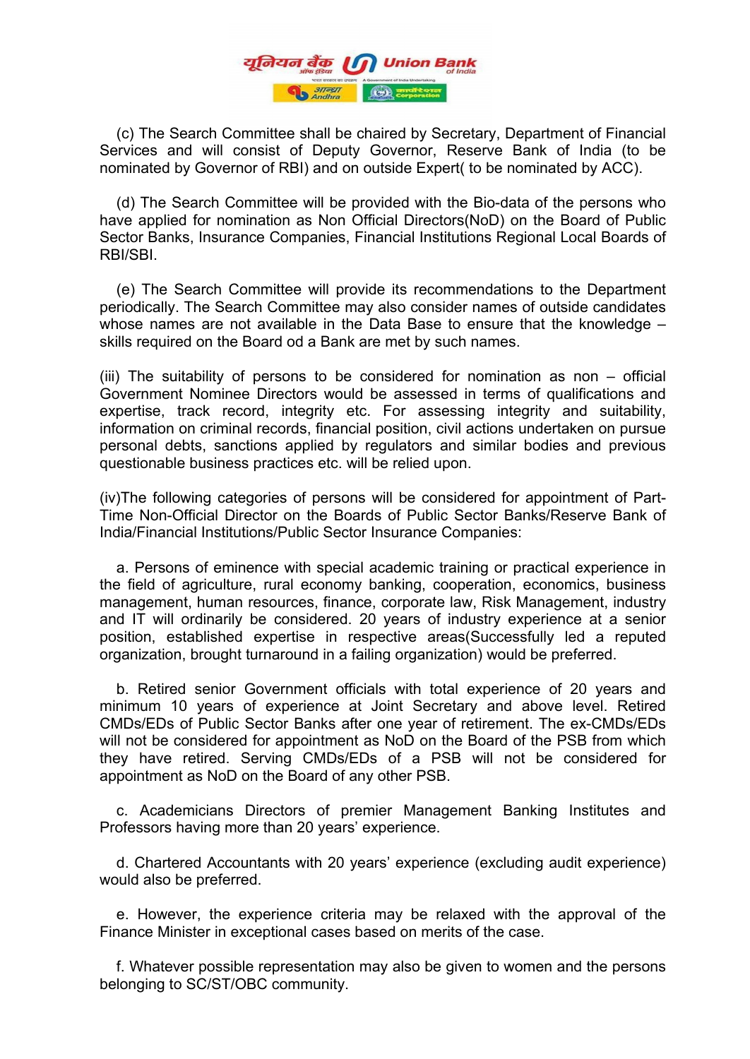(c) The Search Committee shall be chaired by Secretary, Department of Financial Services and will consist of Deputy Governor, Reserve Bank of India (to be nominated by Governor of RBI) and on outside Expert( to be nominated by ACC).

(d) The Search Committee will be provided with the Bio-data of the persons who have applied for nomination as Non Official Directors(NoD) on the Board of Public Sector Banks, Insurance Companies, Financial Institutions Regional Local Boards of RBI/SBI.

(e) The Search Committee will provide its recommendations to the Department periodically. The Search Committee may also consider names of outside candidates whose names are not available in the Data Base to ensure that the knowledge – skills required on the Board od a Bank are met by such names.

(iii) The suitability of persons to be considered for nomination as non – official Government Nominee Directors would be assessed in terms of qualifications and expertise, track record, integrity etc. For assessing integrity and suitability, information on criminal records, financial position, civil actions undertaken on pursue personal debts, sanctions applied by regulators and similar bodies and previous questionable business practices etc. will be relied upon.

(iv)The following categories of persons will be considered for appointment of Part-Time Non-Official Director on the Boards of Public Sector Banks/Reserve Bank of India/Financial Institutions/Public Sector Insurance Companies:

a. Persons of eminence with special academic training or practical experience in the field of agriculture, rural economy banking, cooperation, economics, business management, human resources, finance, corporate law, Risk Management, industry and IT will ordinarily be considered. 20 years of industry experience at a senior position, established expertise in respective areas(Successfully led a reputed organization, brought turnaround in a failing organization) would be preferred.

b. Retired senior Government officials with total experience of 20 years and minimum 10 years of experience at Joint Secretary and above level. Retired CMDs/EDs of Public Sector Banks after one year of retirement. The ex-CMDs/EDs will not be considered for appointment as NoD on the Board of the PSB from which they have retired. Serving CMDs/EDs of a PSB will not be considered for appointment as NoD on the Board of any other PSB.

c. Academicians Directors of premier Management Banking Institutes and Professors having more than 20 years' experience.

d. Chartered Accountants with 20 years' experience (excluding audit experience) would also be preferred.

e. However, the experience criteria may be relaxed with the approval of the Finance Minister in exceptional cases based on merits of the case.

f. Whatever possible representation may also be given to women and the persons belonging to SC/ST/OBC community.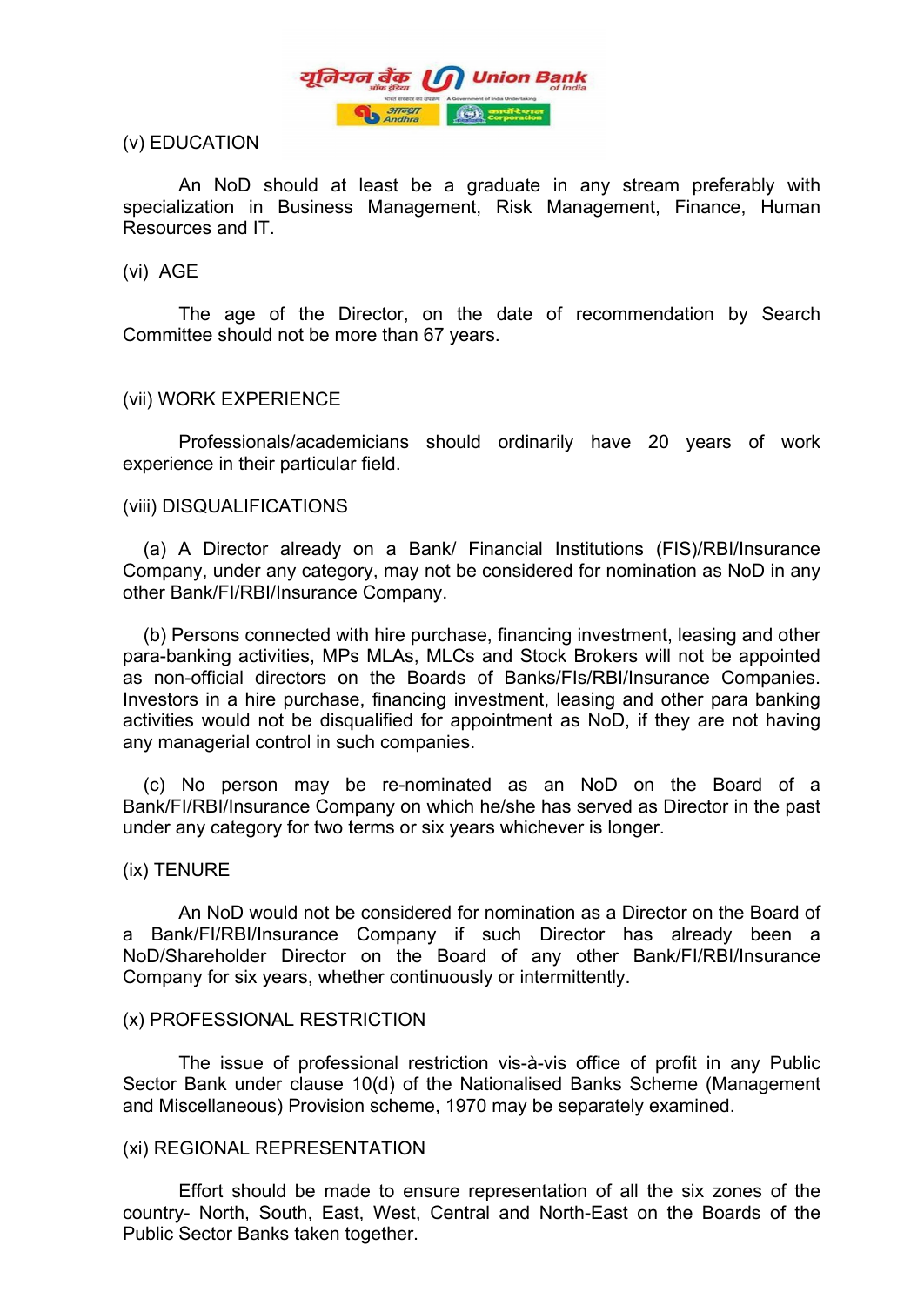(v) EDUCATION

An NoD should at least be a graduate in any stream preferably with specialization in Business Management, Risk Management, Finance, Human Resources and IT.

(vi) AGE

The age of the Director, on the date of recommendation by Search Committee should not be more than 67 years.

(vii) WORK EXPERIENCE

Professionals/academicians should ordinarily have 20 years of work experience in their particular field.

(viii) DISQUALIFICATIONS

(a) A Director already on a Bank/ Financial Institutions (FIS)/RBI/Insurance Company, under any category, may not be considered for nomination as NoD in any other Bank/FI/RBI/Insurance Company.

(b) Persons connected with hire purchase, financing investment, leasing and other para-banking activities, MPs MLAs, MLCs and Stock Brokers will not be appointed as non-official directors on the Boards of Banks/FIs/RBI/Insurance Companies. Investors in a hire purchase, financing investment, leasing and other para banking activities would not be disqualified for appointment as NoD, if they are not having any managerial control in such companies.

(c) No person may be re-nominated as an NoD on the Board of a Bank/FI/RBI/Insurance Company on which he/she has served as Director in the past under any category for two terms or six years whichever is longer.

(ix) TENURE

An NoD would not be considered for nomination as a Director on the Board of a Bank/FI/RBI/Insurance Company if such Director has already been a NoD/Shareholder Director on the Board of any other Bank/FI/RBI/Insurance Company for six years, whether continuously or intermittently.

(x) PROFESSIONAL RESTRICTION

The issue of professional restriction vis-à-vis office of profit in any Public Sector Bank under clause 10(d) of the Nationalised Banks Scheme (Management and Miscellaneous) Provision scheme, 1970 may be separately examined.

(xi) REGIONAL REPRESENTATION

Effort should be made to ensure representation of all the six zones of the country- North, South, East, West, Central and North-East on the Boards of the Public Sector Banks taken together.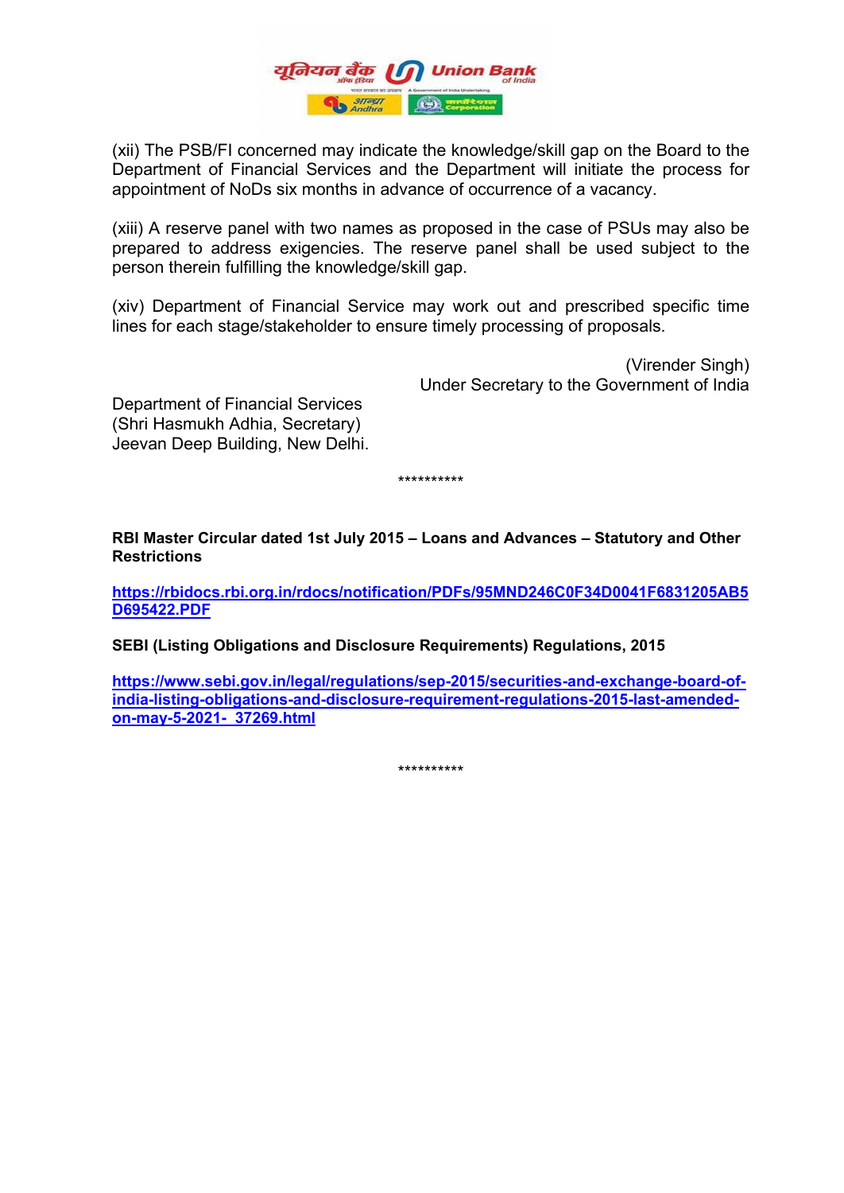(xii) The PSB/FI concerned may indicate the knowledge/skill gap on the Board to the Department of Financial Services and the Department will initiate the process for appointment of NoDs six months in advance of occurrence of a vacancy.

(xiii) A reserve panel with two names as proposed in the case of PSUs may also be prepared to address exigencies. The reserve panel shall be used subject to the person therein fulfilling the knowledge/skill gap.

(xiv) Department of Financial Service may work out and prescribed specific time lines for each stage/stakeholder to ensure timely processing of proposals.

(Virender Singh)
Under Secretary to the Government of India

Department of Financial Services
(Shri Hasmukh Adhia, Secretary)
Jeevan Deep Building, New Delhi.

**********

**RBI Master Circular dated 1st July 2015 – Loans and Advances – Statutory and Other Restrictions**

https://rbidocs.rbi.org.in/rdocs/notification/PDFs/95MND246C0F34D0041F6831205AB5D695422.PDF

**SEBI (Listing Obligations and Disclosure Requirements) Regulations, 2015**

https://www.sebi.gov.in/legal/regulations/sep-2015/securities-and-exchange-board-of-india-listing-obligations-and-disclosure-requirement-regulations-2015-last-amended-on-may-5-2021-_37269.html

**********